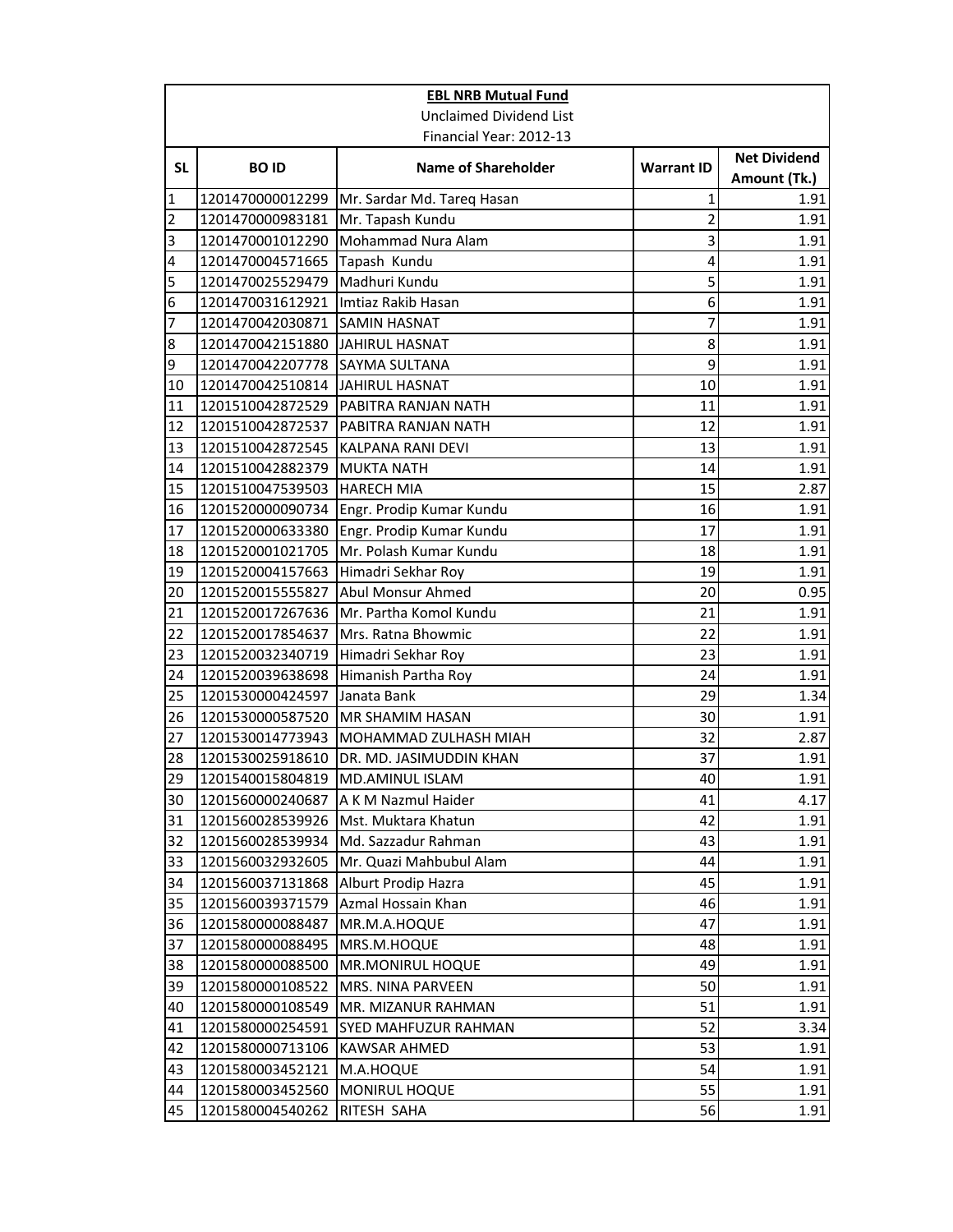**EBL NRB Mutual Fund**

Unclaimed Dividend List

Financial Year: 2012-13

| SL | BO ID | Name of Shareholder | Warrant ID | Net Dividend Amount (Tk.) |
|---|---|---|---|---|
| 1 | 1201470000012299 | Mr. Sardar Md. Tareq Hasan | 1 | 1.91 |
| 2 | 1201470000983181 | Mr. Tapash Kundu | 2 | 1.91 |
| 3 | 1201470001012290 | Mohammad Nura Alam | 3 | 1.91 |
| 4 | 1201470004571665 | Tapash Kundu | 4 | 1.91 |
| 5 | 1201470025529479 | Madhuri Kundu | 5 | 1.91 |
| 6 | 1201470031612921 | Imtiaz Rakib Hasan | 6 | 1.91 |
| 7 | 1201470042030871 | SAMIN HASNAT | 7 | 1.91 |
| 8 | 1201470042151880 | JAHIRUL HASNAT | 8 | 1.91 |
| 9 | 1201470042207778 | SAYMA SULTANA | 9 | 1.91 |
| 10 | 1201470042510814 | JAHIRUL HASNAT | 10 | 1.91 |
| 11 | 1201510042872529 | PABITRA RANJAN NATH | 11 | 1.91 |
| 12 | 1201510042872537 | PABITRA RANJAN NATH | 12 | 1.91 |
| 13 | 1201510042872545 | KALPANA RANI DEVI | 13 | 1.91 |
| 14 | 1201510042882379 | MUKTA NATH | 14 | 1.91 |
| 15 | 1201510047539503 | HARECH MIA | 15 | 2.87 |
| 16 | 1201520000090734 | Engr. Prodip Kumar Kundu | 16 | 1.91 |
| 17 | 1201520000633380 | Engr. Prodip Kumar Kundu | 17 | 1.91 |
| 18 | 1201520001021705 | Mr. Polash Kumar Kundu | 18 | 1.91 |
| 19 | 1201520004157663 | Himadri Sekhar Roy | 19 | 1.91 |
| 20 | 1201520015555827 | Abul Monsur Ahmed | 20 | 0.95 |
| 21 | 1201520017267636 | Mr. Partha Komol Kundu | 21 | 1.91 |
| 22 | 1201520017854637 | Mrs. Ratna Bhowmic | 22 | 1.91 |
| 23 | 1201520032340719 | Himadri Sekhar Roy | 23 | 1.91 |
| 24 | 1201520039638698 | Himanish Partha Roy | 24 | 1.91 |
| 25 | 1201530000424597 | Janata Bank | 29 | 1.34 |
| 26 | 1201530000587520 | MR SHAMIM HASAN | 30 | 1.91 |
| 27 | 1201530014773943 | MOHAMMAD ZULHASH MIAH | 32 | 2.87 |
| 28 | 1201530025918610 | DR. MD. JASIMUDDIN KHAN | 37 | 1.91 |
| 29 | 1201540015804819 | MD.AMINUL ISLAM | 40 | 1.91 |
| 30 | 1201560000240687 | A K M Nazmul Haider | 41 | 4.17 |
| 31 | 1201560028539926 | Mst. Muktara Khatun | 42 | 1.91 |
| 32 | 1201560028539934 | Md. Sazzadur Rahman | 43 | 1.91 |
| 33 | 1201560032932605 | Mr. Quazi Mahbubul Alam | 44 | 1.91 |
| 34 | 1201560037131868 | Alburt Prodip Hazra | 45 | 1.91 |
| 35 | 1201560039371579 | Azmal Hossain Khan | 46 | 1.91 |
| 36 | 1201580000088487 | MR.M.A.HOQUE | 47 | 1.91 |
| 37 | 1201580000088495 | MRS.M.HOQUE | 48 | 1.91 |
| 38 | 1201580000088500 | MR.MONIRUL HOQUE | 49 | 1.91 |
| 39 | 1201580000108522 | MRS. NINA PARVEEN | 50 | 1.91 |
| 40 | 1201580000108549 | MR. MIZANUR RAHMAN | 51 | 1.91 |
| 41 | 1201580000254591 | SYED MAHFUZUR RAHMAN | 52 | 3.34 |
| 42 | 1201580000713106 | KAWSAR AHMED | 53 | 1.91 |
| 43 | 1201580003452121 | M.A.HOQUE | 54 | 1.91 |
| 44 | 1201580003452560 | MONIRUL HOQUE | 55 | 1.91 |
| 45 | 1201580004540262 | RITESH SAHA | 56 | 1.91 |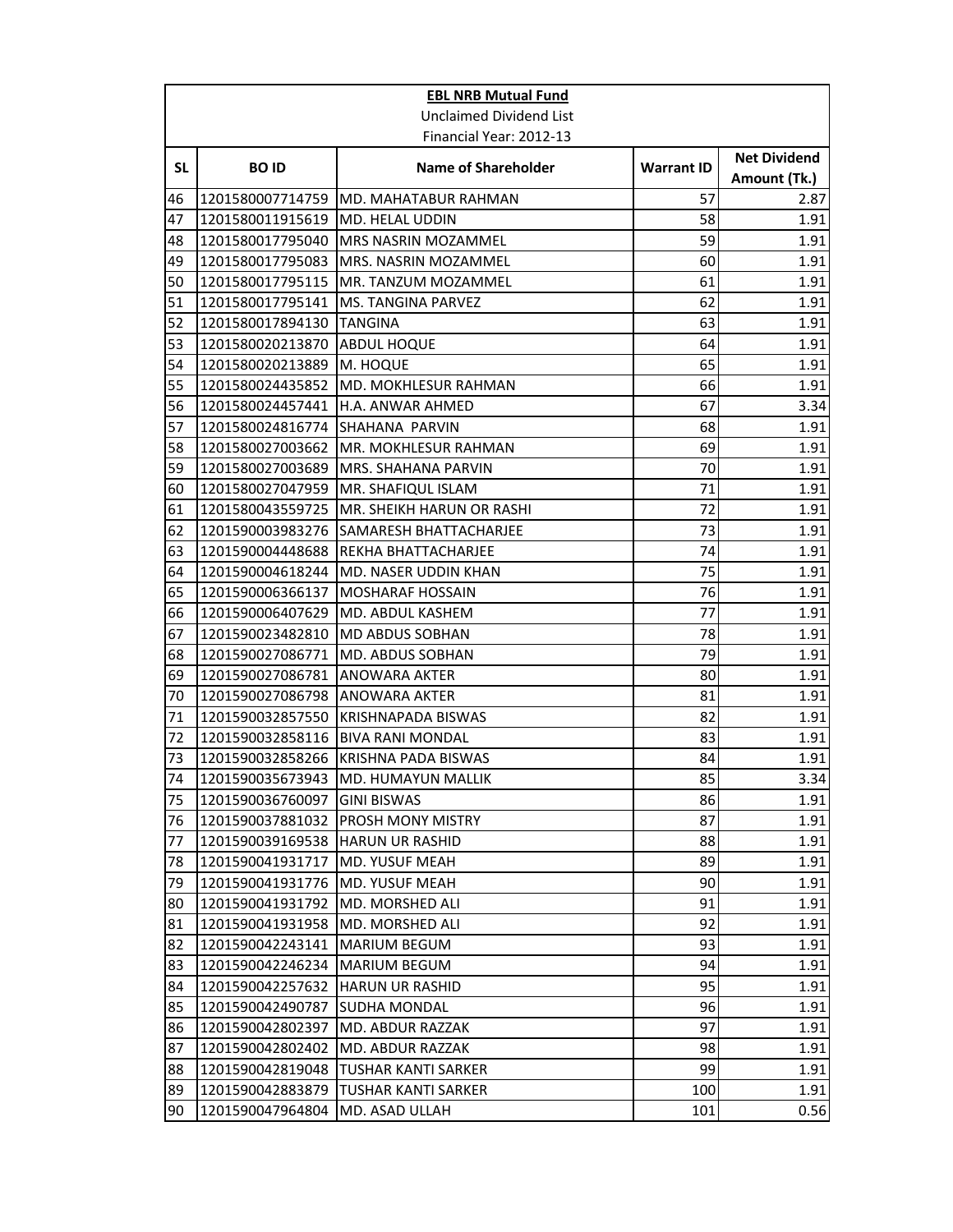**EBL NRB Mutual Fund**

Unclaimed Dividend List

Financial Year: 2012-13

| SL | BO ID | Name of Shareholder | Warrant ID | Net Dividend Amount (Tk.) |
|---|---|---|---|---|
| 46 | 1201580007714759 | MD. MAHATABUR RAHMAN | 57 | 2.87 |
| 47 | 1201580011915619 | MD. HELAL UDDIN | 58 | 1.91 |
| 48 | 1201580017795040 | MRS NASRIN MOZAMMEL | 59 | 1.91 |
| 49 | 1201580017795083 | MRS. NASRIN MOZAMMEL | 60 | 1.91 |
| 50 | 1201580017795115 | MR. TANZUM MOZAMMEL | 61 | 1.91 |
| 51 | 1201580017795141 | MS. TANGINA PARVEZ | 62 | 1.91 |
| 52 | 1201580017894130 | TANGINA | 63 | 1.91 |
| 53 | 1201580020213870 | ABDUL HOQUE | 64 | 1.91 |
| 54 | 1201580020213889 | M. HOQUE | 65 | 1.91 |
| 55 | 1201580024435852 | MD. MOKHLESUR RAHMAN | 66 | 1.91 |
| 56 | 1201580024457441 | H.A. ANWAR AHMED | 67 | 3.34 |
| 57 | 1201580024816774 | SHAHANA PARVIN | 68 | 1.91 |
| 58 | 1201580027003662 | MR. MOKHLESUR RAHMAN | 69 | 1.91 |
| 59 | 1201580027003689 | MRS. SHAHANA PARVIN | 70 | 1.91 |
| 60 | 1201580027047959 | MR. SHAFIQUL ISLAM | 71 | 1.91 |
| 61 | 1201580043559725 | MR. SHEIKH HARUN OR RASHI | 72 | 1.91 |
| 62 | 1201590003983276 | SAMARESH BHATTACHARJEE | 73 | 1.91 |
| 63 | 1201590004448688 | REKHA BHATTACHARJEE | 74 | 1.91 |
| 64 | 1201590004618244 | MD. NASER UDDIN KHAN | 75 | 1.91 |
| 65 | 1201590006366137 | MOSHARAF HOSSAIN | 76 | 1.91 |
| 66 | 1201590006407629 | MD. ABDUL KASHEM | 77 | 1.91 |
| 67 | 1201590023482810 | MD ABDUS SOBHAN | 78 | 1.91 |
| 68 | 1201590027086771 | MD. ABDUS SOBHAN | 79 | 1.91 |
| 69 | 1201590027086781 | ANOWARA AKTER | 80 | 1.91 |
| 70 | 1201590027086798 | ANOWARA AKTER | 81 | 1.91 |
| 71 | 1201590032857550 | KRISHNAPADA BISWAS | 82 | 1.91 |
| 72 | 1201590032858116 | BIVA RANI MONDAL | 83 | 1.91 |
| 73 | 1201590032858266 | KRISHNA PADA BISWAS | 84 | 1.91 |
| 74 | 1201590035673943 | MD. HUMAYUN MALLIK | 85 | 3.34 |
| 75 | 1201590036760097 | GINI BISWAS | 86 | 1.91 |
| 76 | 1201590037881032 | PROSH MONY MISTRY | 87 | 1.91 |
| 77 | 1201590039169538 | HARUN UR RASHID | 88 | 1.91 |
| 78 | 1201590041931717 | MD. YUSUF MEAH | 89 | 1.91 |
| 79 | 1201590041931776 | MD. YUSUF MEAH | 90 | 1.91 |
| 80 | 1201590041931792 | MD. MORSHED ALI | 91 | 1.91 |
| 81 | 1201590041931958 | MD. MORSHED ALI | 92 | 1.91 |
| 82 | 1201590042243141 | MARIUM BEGUM | 93 | 1.91 |
| 83 | 1201590042246234 | MARIUM BEGUM | 94 | 1.91 |
| 84 | 1201590042257632 | HARUN UR RASHID | 95 | 1.91 |
| 85 | 1201590042490787 | SUDHA MONDAL | 96 | 1.91 |
| 86 | 1201590042802397 | MD. ABDUR RAZZAK | 97 | 1.91 |
| 87 | 1201590042802402 | MD. ABDUR RAZZAK | 98 | 1.91 |
| 88 | 1201590042819048 | TUSHAR KANTI SARKER | 99 | 1.91 |
| 89 | 1201590042883879 | TUSHAR KANTI SARKER | 100 | 1.91 |
| 90 | 1201590047964804 | MD. ASAD ULLAH | 101 | 0.56 |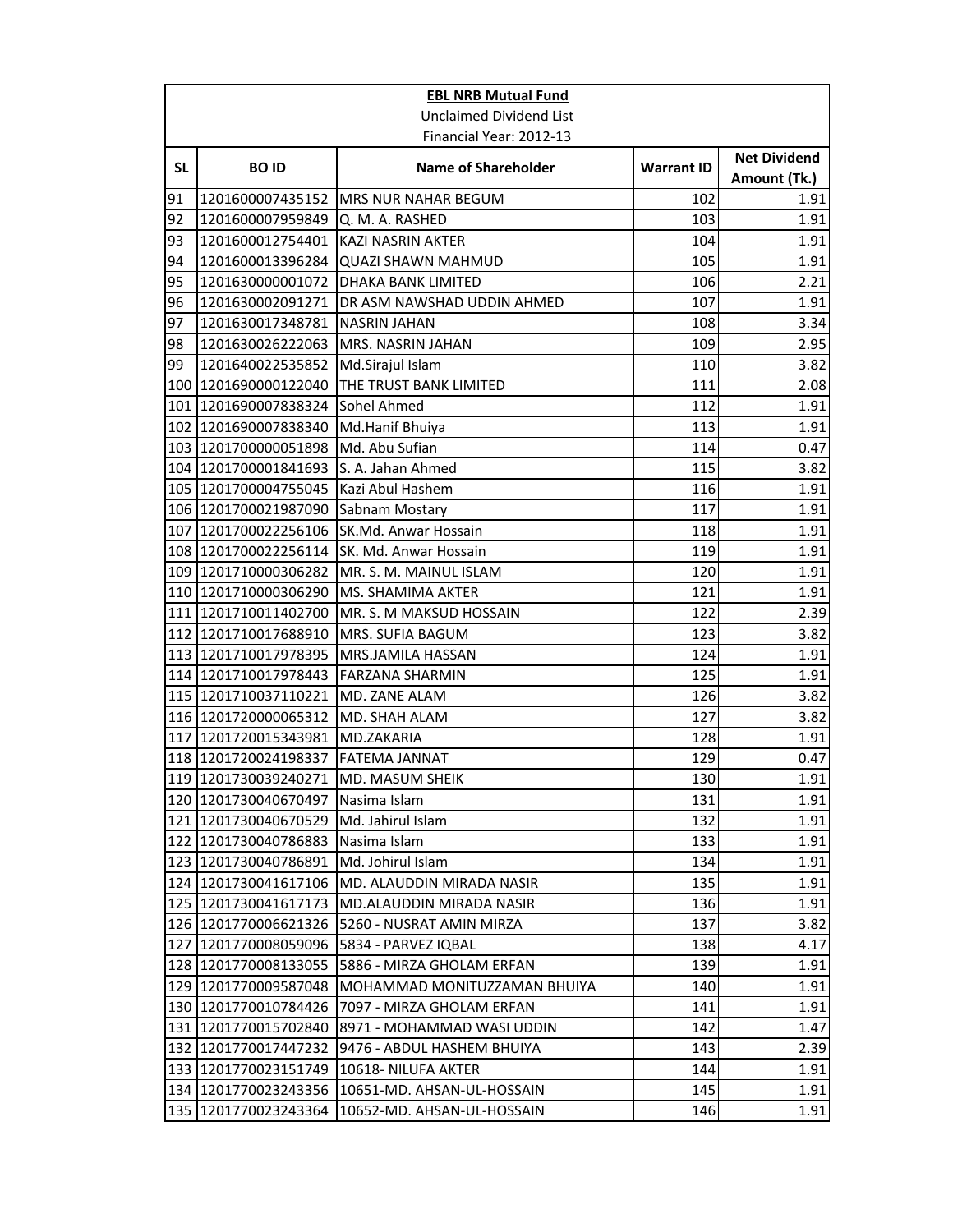**EBL NRB Mutual Fund**

Unclaimed Dividend List

Financial Year: 2012-13

| SL | BO ID | Name of Shareholder | Warrant ID | Net Dividend Amount (Tk.) |
|---|---|---|---|---|
| 91 | 1201600007435152 | MRS NUR NAHAR BEGUM | 102 | 1.91 |
| 92 | 1201600007959849 | Q. M. A. RASHED | 103 | 1.91 |
| 93 | 1201600012754401 | KAZI NASRIN AKTER | 104 | 1.91 |
| 94 | 1201600013396284 | QUAZI SHAWN MAHMUD | 105 | 1.91 |
| 95 | 1201630000001072 | DHAKA BANK LIMITED | 106 | 2.21 |
| 96 | 1201630002091271 | DR ASM NAWSHAD UDDIN AHMED | 107 | 1.91 |
| 97 | 1201630017348781 | NASRIN JAHAN | 108 | 3.34 |
| 98 | 1201630026222063 | MRS. NASRIN JAHAN | 109 | 2.95 |
| 99 | 1201640022535852 | Md.Sirajul Islam | 110 | 3.82 |
| 100 | 1201690000122040 | THE TRUST BANK LIMITED | 111 | 2.08 |
| 101 | 1201690007838324 | Sohel Ahmed | 112 | 1.91 |
| 102 | 1201690007838340 | Md.Hanif Bhuiya | 113 | 1.91 |
| 103 | 1201700000051898 | Md. Abu Sufian | 114 | 0.47 |
| 104 | 1201700001841693 | S. A. Jahan Ahmed | 115 | 3.82 |
| 105 | 1201700004755045 | Kazi Abul Hashem | 116 | 1.91 |
| 106 | 1201700021987090 | Sabnam Mostary | 117 | 1.91 |
| 107 | 1201700022256106 | SK.Md. Anwar Hossain | 118 | 1.91 |
| 108 | 1201700022256114 | SK. Md. Anwar Hossain | 119 | 1.91 |
| 109 | 1201710000306282 | MR. S. M. MAINUL ISLAM | 120 | 1.91 |
| 110 | 1201710000306290 | MS. SHAMIMA AKTER | 121 | 1.91 |
| 111 | 1201710011402700 | MR. S. M MAKSUD HOSSAIN | 122 | 2.39 |
| 112 | 1201710017688910 | MRS. SUFIA BAGUM | 123 | 3.82 |
| 113 | 1201710017978395 | MRS.JAMILA HASSAN | 124 | 1.91 |
| 114 | 1201710017978443 | FARZANA SHARMIN | 125 | 1.91 |
| 115 | 1201710037110221 | MD. ZANE ALAM | 126 | 3.82 |
| 116 | 1201720000065312 | MD. SHAH ALAM | 127 | 3.82 |
| 117 | 1201720015343981 | MD.ZAKARIA | 128 | 1.91 |
| 118 | 1201720024198337 | FATEMA JANNAT | 129 | 0.47 |
| 119 | 1201730039240271 | MD. MASUM SHEIK | 130 | 1.91 |
| 120 | 1201730040670497 | Nasima Islam | 131 | 1.91 |
| 121 | 1201730040670529 | Md. Jahirul Islam | 132 | 1.91 |
| 122 | 1201730040786883 | Nasima Islam | 133 | 1.91 |
| 123 | 1201730040786891 | Md. Johirul Islam | 134 | 1.91 |
| 124 | 1201730041617106 | MD. ALAUDDIN MIRADA NASIR | 135 | 1.91 |
| 125 | 1201730041617173 | MD.ALAUDDIN MIRADA NASIR | 136 | 1.91 |
| 126 | 1201770006621326 | 5260 - NUSRAT AMIN MIRZA | 137 | 3.82 |
| 127 | 1201770008059096 | 5834 - PARVEZ IQBAL | 138 | 4.17 |
| 128 | 1201770008133055 | 5886 - MIRZA GHOLAM ERFAN | 139 | 1.91 |
| 129 | 1201770009587048 | MOHAMMAD MONITUZZAMAN BHUIYA | 140 | 1.91 |
| 130 | 1201770010784426 | 7097 - MIRZA GHOLAM ERFAN | 141 | 1.91 |
| 131 | 1201770015702840 | 8971 - MOHAMMAD WASI UDDIN | 142 | 1.47 |
| 132 | 1201770017447232 | 9476 - ABDUL HASHEM BHUIYA | 143 | 2.39 |
| 133 | 1201770023151749 | 10618- NILUFA AKTER | 144 | 1.91 |
| 134 | 1201770023243356 | 10651-MD. AHSAN-UL-HOSSAIN | 145 | 1.91 |
| 135 | 1201770023243364 | 10652-MD. AHSAN-UL-HOSSAIN | 146 | 1.91 |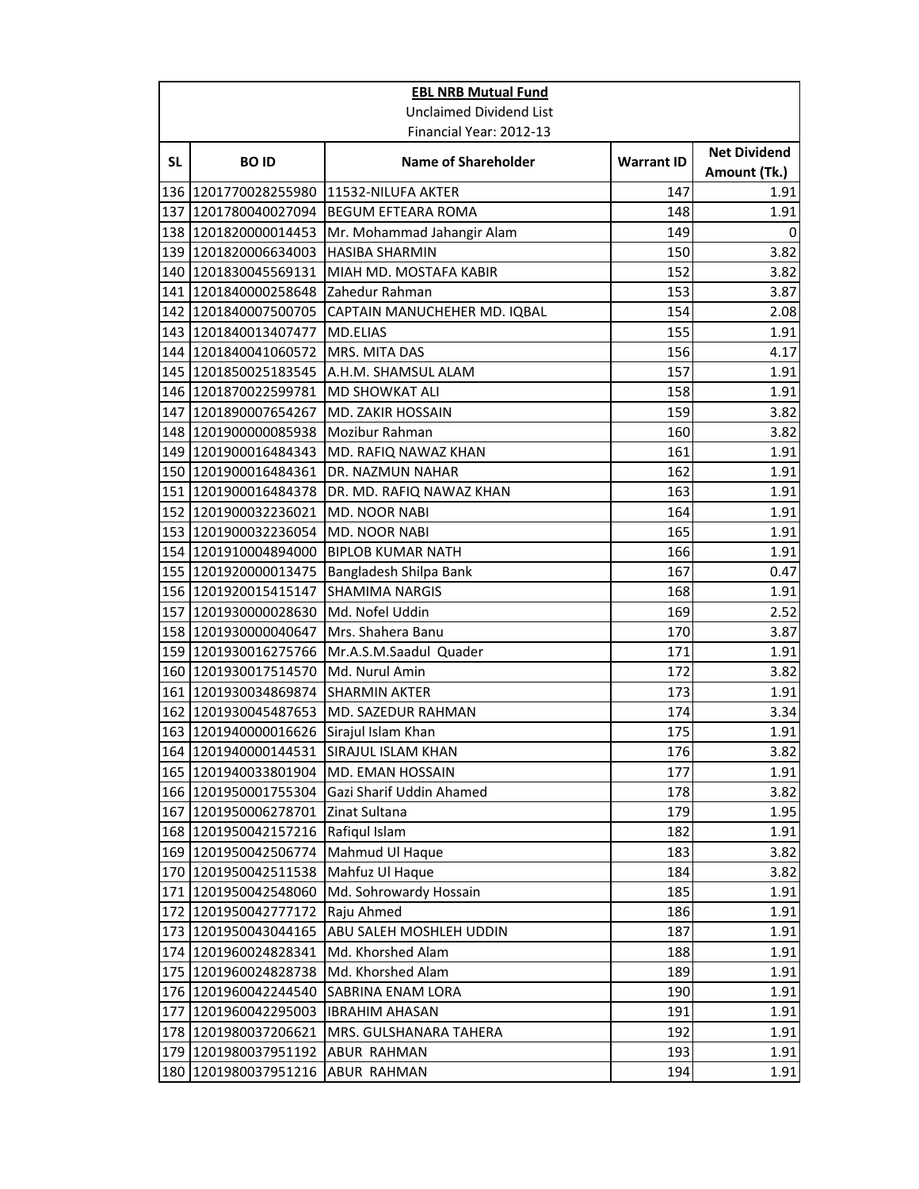| EBL NRB Mutual Fund | | | | |
|---|---|---|---|---|
| Unclaimed Dividend List | | | | |
| Financial Year: 2012-13 | | | | |
| SL | BO ID | Name of Shareholder | Warrant ID | Net Dividend Amount (Tk.) |
| 136 | 1201770028255980 | 11532-NILUFA AKTER | 147 | 1.91 |
| 137 | 1201780040027094 | BEGUM EFTEARA ROMA | 148 | 1.91 |
| 138 | 1201820000014453 | Mr. Mohammad Jahangir Alam | 149 | 0 |
| 139 | 1201820006634003 | HASIBA SHARMIN | 150 | 3.82 |
| 140 | 1201830045569131 | MIAH MD. MOSTAFA KABIR | 152 | 3.82 |
| 141 | 1201840000258648 | Zahedur Rahman | 153 | 3.87 |
| 142 | 1201840007500705 | CAPTAIN MANUCHEHER MD. IQBAL | 154 | 2.08 |
| 143 | 1201840013407477 | MD.ELIAS | 155 | 1.91 |
| 144 | 1201840041060572 | MRS. MITA DAS | 156 | 4.17 |
| 145 | 1201850025183545 | A.H.M. SHAMSUL ALAM | 157 | 1.91 |
| 146 | 1201870022599781 | MD SHOWKAT ALI | 158 | 1.91 |
| 147 | 1201890007654267 | MD. ZAKIR HOSSAIN | 159 | 3.82 |
| 148 | 1201900000085938 | Mozibur Rahman | 160 | 3.82 |
| 149 | 1201900016484343 | MD. RAFIQ NAWAZ KHAN | 161 | 1.91 |
| 150 | 1201900016484361 | DR. NAZMUN NAHAR | 162 | 1.91 |
| 151 | 1201900016484378 | DR. MD. RAFIQ NAWAZ KHAN | 163 | 1.91 |
| 152 | 1201900032236021 | MD. NOOR NABI | 164 | 1.91 |
| 153 | 1201900032236054 | MD. NOOR NABI | 165 | 1.91 |
| 154 | 1201910004894000 | BIPLOB KUMAR NATH | 166 | 1.91 |
| 155 | 1201920000013475 | Bangladesh Shilpa Bank | 167 | 0.47 |
| 156 | 1201920015415147 | SHAMIMA NARGIS | 168 | 1.91 |
| 157 | 1201930000028630 | Md. Nofel Uddin | 169 | 2.52 |
| 158 | 1201930000040647 | Mrs. Shahera Banu | 170 | 3.87 |
| 159 | 1201930016275766 | Mr.A.S.M.Saadul Quader | 171 | 1.91 |
| 160 | 1201930017514570 | Md. Nurul Amin | 172 | 3.82 |
| 161 | 1201930034869874 | SHARMIN AKTER | 173 | 1.91 |
| 162 | 1201930045487653 | MD. SAZEDUR RAHMAN | 174 | 3.34 |
| 163 | 1201940000016626 | Sirajul Islam Khan | 175 | 1.91 |
| 164 | 1201940000144531 | SIRAJUL ISLAM KHAN | 176 | 3.82 |
| 165 | 1201940033801904 | MD. EMAN HOSSAIN | 177 | 1.91 |
| 166 | 1201950001755304 | Gazi Sharif Uddin Ahamed | 178 | 3.82 |
| 167 | 1201950006278701 | Zinat Sultana | 179 | 1.95 |
| 168 | 1201950042157216 | Rafiqul Islam | 182 | 1.91 |
| 169 | 1201950042506774 | Mahmud Ul Haque | 183 | 3.82 |
| 170 | 1201950042511538 | Mahfuz Ul Haque | 184 | 3.82 |
| 171 | 1201950042548060 | Md. Sohrowardy Hossain | 185 | 1.91 |
| 172 | 1201950042777172 | Raju Ahmed | 186 | 1.91 |
| 173 | 1201950043044165 | ABU SALEH MOSHLEH UDDIN | 187 | 1.91 |
| 174 | 1201960024828341 | Md. Khorshed Alam | 188 | 1.91 |
| 175 | 1201960024828738 | Md. Khorshed Alam | 189 | 1.91 |
| 176 | 1201960042244540 | SABRINA ENAM LORA | 190 | 1.91 |
| 177 | 1201960042295003 | IBRAHIM AHASAN | 191 | 1.91 |
| 178 | 1201980037206621 | MRS. GULSHANARA TAHERA | 192 | 1.91 |
| 179 | 1201980037951192 | ABUR RAHMAN | 193 | 1.91 |
| 180 | 1201980037951216 | ABUR RAHMAN | 194 | 1.91 |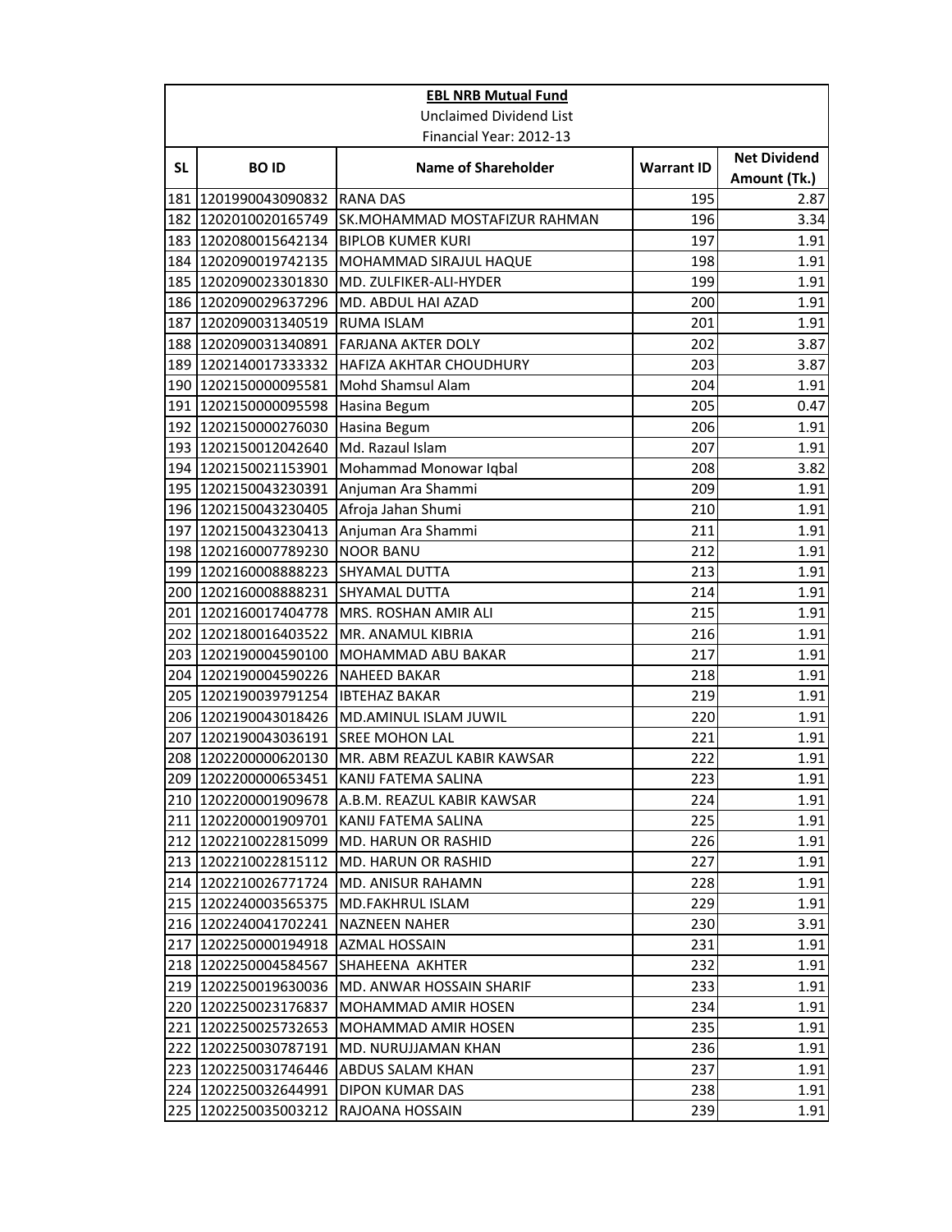| **EBL NRB Mutual Fund** | | | | |
|---|---|---|---|---|
| Unclaimed Dividend List | | | | |
| Financial Year: 2012-13 | | | | |
| **SL** | **BO ID** | **Name of Shareholder** | **Warrant ID** | **Net Dividend Amount (Tk.)** |
| 181 | 1201990043090832 | RANA DAS | 195 | 2.87 |
| 182 | 1202010020165749 | SK.MOHAMMAD MOSTAFIZUR RAHMAN | 196 | 3.34 |
| 183 | 1202080015642134 | BIPLOB KUMER KURI | 197 | 1.91 |
| 184 | 1202090019742135 | MOHAMMAD SIRAJUL HAQUE | 198 | 1.91 |
| 185 | 1202090023301830 | MD. ZULFIKER-ALI-HYDER | 199 | 1.91 |
| 186 | 1202090029637296 | MD. ABDUL HAI AZAD | 200 | 1.91 |
| 187 | 1202090031340519 | RUMA ISLAM | 201 | 1.91 |
| 188 | 1202090031340891 | FARJANA AKTER DOLY | 202 | 3.87 |
| 189 | 1202140017333332 | HAFIZA AKHTAR CHOUDHURY | 203 | 3.87 |
| 190 | 1202150000095581 | Mohd Shamsul Alam | 204 | 1.91 |
| 191 | 1202150000095598 | Hasina Begum | 205 | 0.47 |
| 192 | 1202150000276030 | Hasina Begum | 206 | 1.91 |
| 193 | 1202150012042640 | Md. Razaul Islam | 207 | 1.91 |
| 194 | 1202150021153901 | Mohammad Monowar Iqbal | 208 | 3.82 |
| 195 | 1202150043230391 | Anjuman Ara Shammi | 209 | 1.91 |
| 196 | 1202150043230405 | Afroja Jahan Shumi | 210 | 1.91 |
| 197 | 1202150043230413 | Anjuman Ara Shammi | 211 | 1.91 |
| 198 | 1202160007789230 | NOOR BANU | 212 | 1.91 |
| 199 | 1202160008888223 | SHYAMAL DUTTA | 213 | 1.91 |
| 200 | 1202160008888231 | SHYAMAL DUTTA | 214 | 1.91 |
| 201 | 1202160017404778 | MRS. ROSHAN AMIR ALI | 215 | 1.91 |
| 202 | 1202180016403522 | MR. ANAMUL KIBRIA | 216 | 1.91 |
| 203 | 1202190004590100 | MOHAMMAD ABU BAKAR | 217 | 1.91 |
| 204 | 1202190004590226 | NAHEED BAKAR | 218 | 1.91 |
| 205 | 1202190039791254 | IBTEHAZ BAKAR | 219 | 1.91 |
| 206 | 1202190043018426 | MD.AMINUL ISLAM JUWIL | 220 | 1.91 |
| 207 | 1202190043036191 | SREE MOHON LAL | 221 | 1.91 |
| 208 | 1202200000620130 | MR. ABM REAZUL KABIR KAWSAR | 222 | 1.91 |
| 209 | 1202200000653451 | KANIJ FATEMA SALINA | 223 | 1.91 |
| 210 | 1202200001909678 | A.B.M. REAZUL KABIR KAWSAR | 224 | 1.91 |
| 211 | 1202200001909701 | KANIJ FATEMA SALINA | 225 | 1.91 |
| 212 | 1202210022815099 | MD. HARUN OR RASHID | 226 | 1.91 |
| 213 | 1202210022815112 | MD. HARUN OR RASHID | 227 | 1.91 |
| 214 | 1202210026771724 | MD. ANISUR RAHAMN | 228 | 1.91 |
| 215 | 1202240003565375 | MD.FAKHRUL ISLAM | 229 | 1.91 |
| 216 | 1202240041702241 | NAZNEEN NAHER | 230 | 3.91 |
| 217 | 1202250000194918 | AZMAL HOSSAIN | 231 | 1.91 |
| 218 | 1202250004584567 | SHAHEENA AKHTER | 232 | 1.91 |
| 219 | 1202250019630036 | MD. ANWAR HOSSAIN SHARIF | 233 | 1.91 |
| 220 | 1202250023176837 | MOHAMMAD AMIR HOSEN | 234 | 1.91 |
| 221 | 1202250025732653 | MOHAMMAD AMIR HOSEN | 235 | 1.91 |
| 222 | 1202250030787191 | MD. NURUJJAMAN KHAN | 236 | 1.91 |
| 223 | 1202250031746446 | ABDUS SALAM KHAN | 237 | 1.91 |
| 224 | 1202250032644991 | DIPON KUMAR DAS | 238 | 1.91 |
| 225 | 1202250035003212 | RAJOANA HOSSAIN | 239 | 1.91 |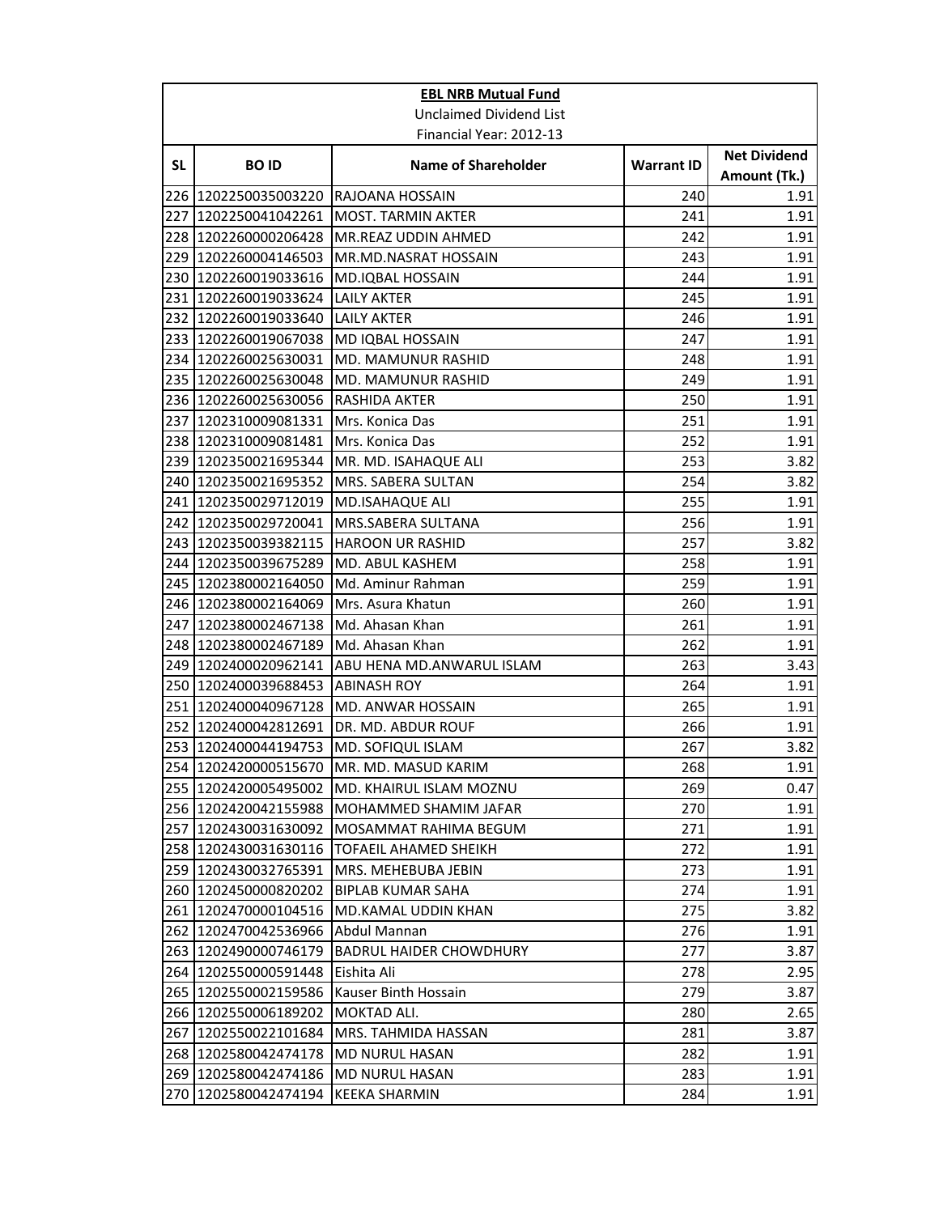**EBL NRB Mutual Fund**

Unclaimed Dividend List

Financial Year: 2012-13

| SL | BO ID | Name of Shareholder | Warrant ID | Net Dividend Amount (Tk.) |
|---|---|---|---|---|
| 226 | 1202250035003220 | RAJOANA HOSSAIN | 240 | 1.91 |
| 227 | 1202250041042261 | MOST. TARMIN AKTER | 241 | 1.91 |
| 228 | 1202260000206428 | MR.REAZ UDDIN AHMED | 242 | 1.91 |
| 229 | 1202260004146503 | MR.MD.NASRAT HOSSAIN | 243 | 1.91 |
| 230 | 1202260019033616 | MD.IQBAL HOSSAIN | 244 | 1.91 |
| 231 | 1202260019033624 | LAILY AKTER | 245 | 1.91 |
| 232 | 1202260019033640 | LAILY AKTER | 246 | 1.91 |
| 233 | 1202260019067038 | MD IQBAL HOSSAIN | 247 | 1.91 |
| 234 | 1202260025630031 | MD. MAMUNUR RASHID | 248 | 1.91 |
| 235 | 1202260025630048 | MD. MAMUNUR RASHID | 249 | 1.91 |
| 236 | 1202260025630056 | RASHIDA AKTER | 250 | 1.91 |
| 237 | 1202310009081331 | Mrs. Konica Das | 251 | 1.91 |
| 238 | 1202310009081481 | Mrs. Konica Das | 252 | 1.91 |
| 239 | 1202350021695344 | MR. MD. ISAHAQUE ALI | 253 | 3.82 |
| 240 | 1202350021695352 | MRS. SABERA SULTAN | 254 | 3.82 |
| 241 | 1202350029712019 | MD.ISAHAQUE ALI | 255 | 1.91 |
| 242 | 1202350029720041 | MRS.SABERA SULTANA | 256 | 1.91 |
| 243 | 1202350039382115 | HAROON UR RASHID | 257 | 3.82 |
| 244 | 1202350039675289 | MD. ABUL KASHEM | 258 | 1.91 |
| 245 | 1202380002164050 | Md. Aminur Rahman | 259 | 1.91 |
| 246 | 1202380002164069 | Mrs. Asura Khatun | 260 | 1.91 |
| 247 | 1202380002467138 | Md. Ahasan Khan | 261 | 1.91 |
| 248 | 1202380002467189 | Md. Ahasan Khan | 262 | 1.91 |
| 249 | 1202400020962141 | ABU HENA MD.ANWARUL ISLAM | 263 | 3.43 |
| 250 | 1202400039688453 | ABINASH ROY | 264 | 1.91 |
| 251 | 1202400040967128 | MD. ANWAR HOSSAIN | 265 | 1.91 |
| 252 | 1202400042812691 | DR. MD. ABDUR ROUF | 266 | 1.91 |
| 253 | 1202400044194753 | MD. SOFIQUL ISLAM | 267 | 3.82 |
| 254 | 1202420000515670 | MR. MD. MASUD KARIM | 268 | 1.91 |
| 255 | 1202420005495002 | MD. KHAIRUL ISLAM MOZNU | 269 | 0.47 |
| 256 | 1202420042155988 | MOHAMMED SHAMIM JAFAR | 270 | 1.91 |
| 257 | 1202430031630092 | MOSAMMAT RAHIMA BEGUM | 271 | 1.91 |
| 258 | 1202430031630116 | TOFAEIL AHAMED SHEIKH | 272 | 1.91 |
| 259 | 1202430032765391 | MRS. MEHEBUBA JEBIN | 273 | 1.91 |
| 260 | 1202450000820202 | BIPLAB KUMAR SAHA | 274 | 1.91 |
| 261 | 1202470000104516 | MD.KAMAL UDDIN KHAN | 275 | 3.82 |
| 262 | 1202470042536966 | Abdul Mannan | 276 | 1.91 |
| 263 | 1202490000746179 | BADRUL HAIDER CHOWDHURY | 277 | 3.87 |
| 264 | 1202550000591448 | Eishita Ali | 278 | 2.95 |
| 265 | 1202550002159586 | Kauser Binth Hossain | 279 | 3.87 |
| 266 | 1202550006189202 | MOKTAD ALI. | 280 | 2.65 |
| 267 | 1202550022101684 | MRS. TAHMIDA HASSAN | 281 | 3.87 |
| 268 | 1202580042474178 | MD NURUL HASAN | 282 | 1.91 |
| 269 | 1202580042474186 | MD NURUL HASAN | 283 | 1.91 |
| 270 | 1202580042474194 | KEEKA SHARMIN | 284 | 1.91 |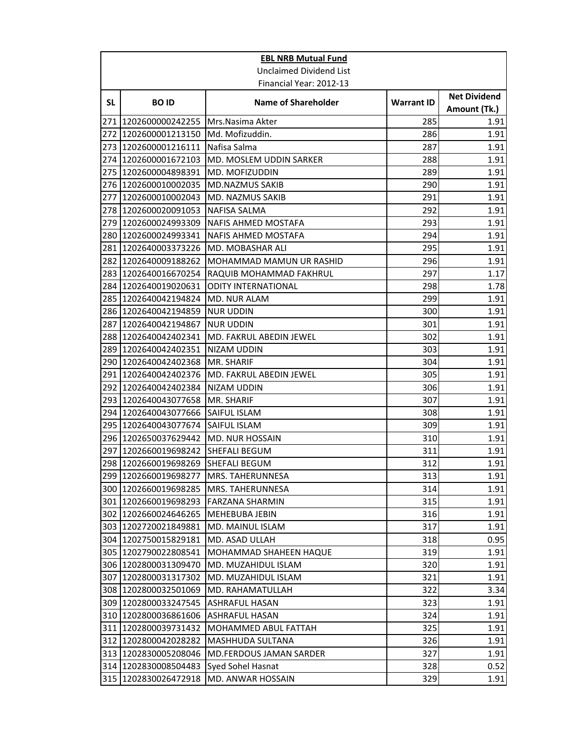**EBL NRB Mutual Fund**

Unclaimed Dividend List

Financial Year: 2012-13

| SL | BO ID | Name of Shareholder | Warrant ID | Net Dividend Amount (Tk.) |
|---|---|---|---|---|
| 271 | 1202600000242255 | Mrs.Nasima Akter | 285 | 1.91 |
| 272 | 1202600001213150 | Md. Mofizuddin. | 286 | 1.91 |
| 273 | 1202600001216111 | Nafisa Salma | 287 | 1.91 |
| 274 | 1202600001672103 | MD. MOSLEM UDDIN SARKER | 288 | 1.91 |
| 275 | 1202600004898391 | MD. MOFIZUDDIN | 289 | 1.91 |
| 276 | 1202600010002035 | MD.NAZMUS SAKIB | 290 | 1.91 |
| 277 | 1202600010002043 | MD. NAZMUS SAKIB | 291 | 1.91 |
| 278 | 1202600020091053 | NAFISA SALMA | 292 | 1.91 |
| 279 | 1202600024993309 | NAFIS AHMED MOSTAFA | 293 | 1.91 |
| 280 | 1202600024993341 | NAFIS AHMED MOSTAFA | 294 | 1.91 |
| 281 | 1202640003373226 | MD. MOBASHAR ALI | 295 | 1.91 |
| 282 | 1202640009188262 | MOHAMMAD MAMUN UR RASHID | 296 | 1.91 |
| 283 | 1202640016670254 | RAQUIB MOHAMMAD FAKHRUL | 297 | 1.17 |
| 284 | 1202640019020631 | ODITY INTERNATIONAL | 298 | 1.78 |
| 285 | 1202640042194824 | MD. NUR ALAM | 299 | 1.91 |
| 286 | 1202640042194859 | NUR UDDIN | 300 | 1.91 |
| 287 | 1202640042194867 | NUR UDDIN | 301 | 1.91 |
| 288 | 1202640042402341 | MD. FAKRUL ABEDIN JEWEL | 302 | 1.91 |
| 289 | 1202640042402351 | NIZAM UDDIN | 303 | 1.91 |
| 290 | 1202640042402368 | MR. SHARIF | 304 | 1.91 |
| 291 | 1202640042402376 | MD. FAKRUL ABEDIN JEWEL | 305 | 1.91 |
| 292 | 1202640042402384 | NIZAM UDDIN | 306 | 1.91 |
| 293 | 1202640043077658 | MR. SHARIF | 307 | 1.91 |
| 294 | 1202640043077666 | SAIFUL ISLAM | 308 | 1.91 |
| 295 | 1202640043077674 | SAIFUL ISLAM | 309 | 1.91 |
| 296 | 1202650037629442 | MD. NUR HOSSAIN | 310 | 1.91 |
| 297 | 1202660019698242 | SHEFALI BEGUM | 311 | 1.91 |
| 298 | 1202660019698269 | SHEFALI BEGUM | 312 | 1.91 |
| 299 | 1202660019698277 | MRS. TAHERUNNESA | 313 | 1.91 |
| 300 | 1202660019698285 | MRS. TAHERUNNESA | 314 | 1.91 |
| 301 | 1202660019698293 | FARZANA SHARMIN | 315 | 1.91 |
| 302 | 1202660024646265 | MEHEBUBA JEBIN | 316 | 1.91 |
| 303 | 1202720021849881 | MD. MAINUL ISLAM | 317 | 1.91 |
| 304 | 1202750015829181 | MD. ASAD ULLAH | 318 | 0.95 |
| 305 | 1202790022808541 | MOHAMMAD SHAHEEN HAQUE | 319 | 1.91 |
| 306 | 1202800031309470 | MD. MUZAHIDUL ISLAM | 320 | 1.91 |
| 307 | 1202800031317302 | MD. MUZAHIDUL ISLAM | 321 | 1.91 |
| 308 | 1202800032501069 | MD. RAHAMATULLAH | 322 | 3.34 |
| 309 | 1202800033247545 | ASHRAFUL HASAN | 323 | 1.91 |
| 310 | 1202800036861606 | ASHRAFUL HASAN | 324 | 1.91 |
| 311 | 1202800039731432 | MOHAMMED ABUL FATTAH | 325 | 1.91 |
| 312 | 1202800042028282 | MASHHUDA SULTANA | 326 | 1.91 |
| 313 | 1202830005208046 | MD.FERDOUS JAMAN SARDER | 327 | 1.91 |
| 314 | 1202830008504483 | Syed Sohel Hasnat | 328 | 0.52 |
| 315 | 1202830026472918 | MD. ANWAR HOSSAIN | 329 | 1.91 |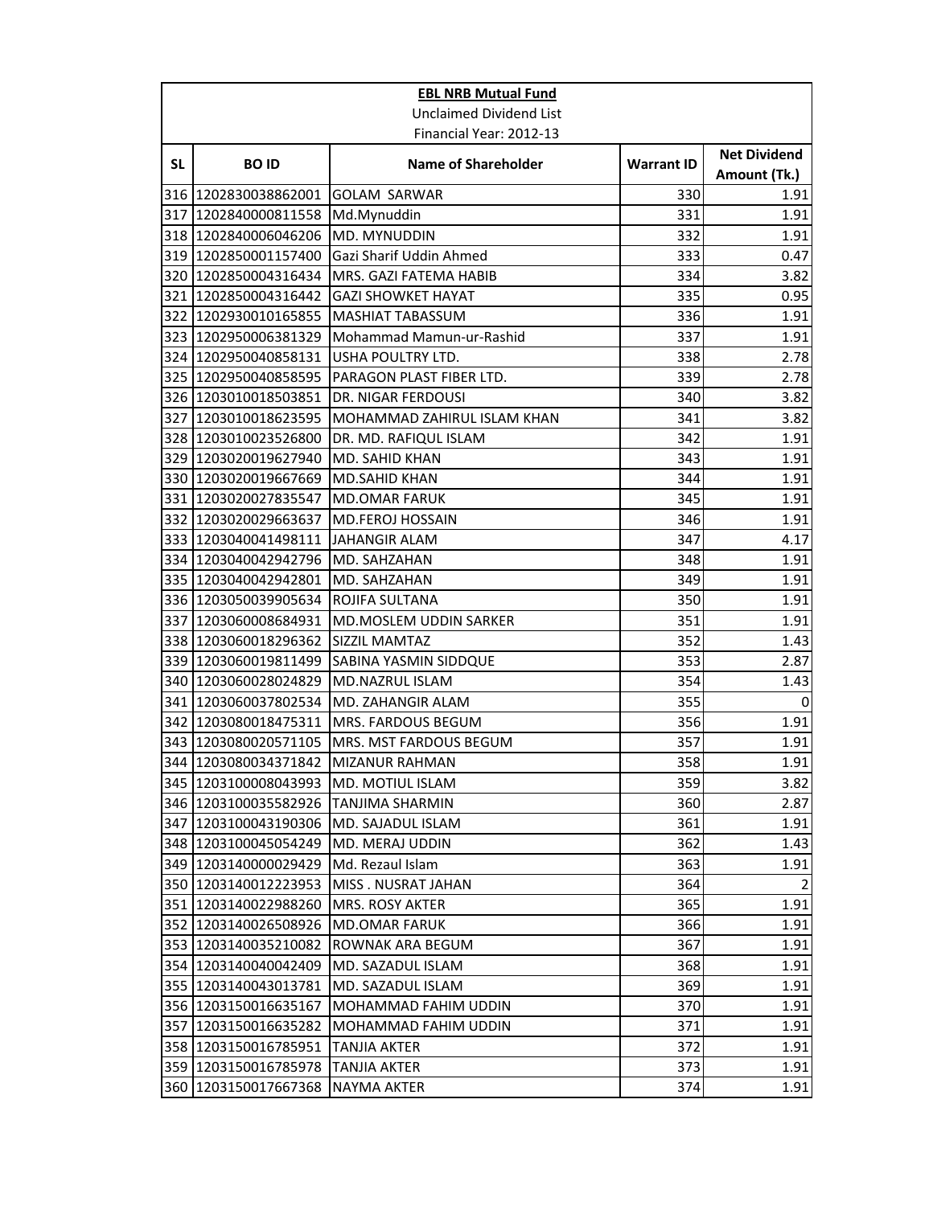| EBL NRB Mutual Fund | | | | |
|---|---|---|---|---|
| Unclaimed Dividend List | | | | |
| Financial Year: 2012-13 | | | | |
| SL | BO ID | Name of Shareholder | Warrant ID | Net Dividend Amount (Tk.) |
| 316 | 1202830038862001 | GOLAM SARWAR | 330 | 1.91 |
| 317 | 1202840000811558 | Md.Mynuddin | 331 | 1.91 |
| 318 | 1202840006046206 | MD. MYNUDDIN | 332 | 1.91 |
| 319 | 1202850001157400 | Gazi Sharif Uddin Ahmed | 333 | 0.47 |
| 320 | 1202850004316434 | MRS. GAZI FATEMA HABIB | 334 | 3.82 |
| 321 | 1202850004316442 | GAZI SHOWKET HAYAT | 335 | 0.95 |
| 322 | 1202930010165855 | MASHIAT TABASSUM | 336 | 1.91 |
| 323 | 1202950006381329 | Mohammad Mamun-ur-Rashid | 337 | 1.91 |
| 324 | 1202950040858131 | USHA POULTRY LTD. | 338 | 2.78 |
| 325 | 1202950040858595 | PARAGON PLAST FIBER LTD. | 339 | 2.78 |
| 326 | 1203010018503851 | DR. NIGAR FERDOUSI | 340 | 3.82 |
| 327 | 1203010018623595 | MOHAMMAD ZAHIRUL ISLAM KHAN | 341 | 3.82 |
| 328 | 1203010023526800 | DR. MD. RAFIQUL ISLAM | 342 | 1.91 |
| 329 | 1203020019627940 | MD. SAHID KHAN | 343 | 1.91 |
| 330 | 1203020019667669 | MD.SAHID KHAN | 344 | 1.91 |
| 331 | 1203020027835547 | MD.OMAR FARUK | 345 | 1.91 |
| 332 | 1203020029663637 | MD.FEROJ HOSSAIN | 346 | 1.91 |
| 333 | 1203040041498111 | JAHANGIR ALAM | 347 | 4.17 |
| 334 | 1203040042942796 | MD. SAHZAHAN | 348 | 1.91 |
| 335 | 1203040042942801 | MD. SAHZAHAN | 349 | 1.91 |
| 336 | 1203050039905634 | ROJIFA SULTANA | 350 | 1.91 |
| 337 | 1203060008684931 | MD.MOSLEM UDDIN SARKER | 351 | 1.91 |
| 338 | 1203060018296362 | SIZZIL MAMTAZ | 352 | 1.43 |
| 339 | 1203060019811499 | SABINA YASMIN SIDDQUE | 353 | 2.87 |
| 340 | 1203060028024829 | MD.NAZRUL ISLAM | 354 | 1.43 |
| 341 | 1203060037802534 | MD. ZAHANGIR ALAM | 355 | 0 |
| 342 | 1203080018475311 | MRS. FARDOUS BEGUM | 356 | 1.91 |
| 343 | 1203080020571105 | MRS. MST FARDOUS BEGUM | 357 | 1.91 |
| 344 | 1203080034371842 | MIZANUR RAHMAN | 358 | 1.91 |
| 345 | 1203100008043993 | MD. MOTIUL ISLAM | 359 | 3.82 |
| 346 | 1203100035582926 | TANJIMA SHARMIN | 360 | 2.87 |
| 347 | 1203100043190306 | MD. SAJADUL ISLAM | 361 | 1.91 |
| 348 | 1203100045054249 | MD. MERAJ UDDIN | 362 | 1.43 |
| 349 | 1203140000029429 | Md. Rezaul Islam | 363 | 1.91 |
| 350 | 1203140012223953 | MISS . NUSRAT JAHAN | 364 | 2 |
| 351 | 1203140022988260 | MRS. ROSY AKTER | 365 | 1.91 |
| 352 | 1203140026508926 | MD.OMAR FARUK | 366 | 1.91 |
| 353 | 1203140035210082 | ROWNAK ARA BEGUM | 367 | 1.91 |
| 354 | 1203140040042409 | MD. SAZADUL ISLAM | 368 | 1.91 |
| 355 | 1203140043013781 | MD. SAZADUL ISLAM | 369 | 1.91 |
| 356 | 1203150016635167 | MOHAMMAD FAHIM UDDIN | 370 | 1.91 |
| 357 | 1203150016635282 | MOHAMMAD FAHIM UDDIN | 371 | 1.91 |
| 358 | 1203150016785951 | TANJIA AKTER | 372 | 1.91 |
| 359 | 1203150016785978 | TANJIA AKTER | 373 | 1.91 |
| 360 | 1203150017667368 | NAYMA AKTER | 374 | 1.91 |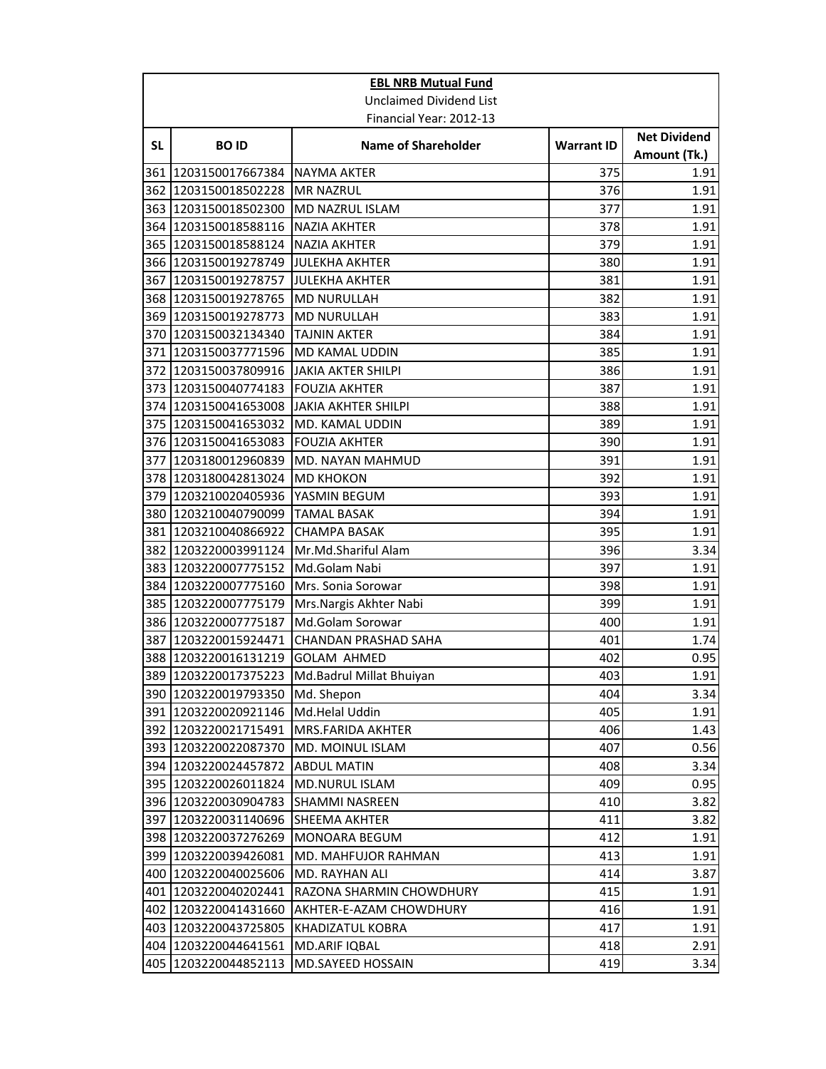| EBL NRB Mutual Fund | | | | |
|---|---|---|---|---|
| Unclaimed Dividend List | | | | |
| Financial Year: 2012-13 | | | | |
| SL | BO ID | Name of Shareholder | Warrant ID | Net Dividend Amount (Tk.) |
| 361 | 1203150017667384 | NAYMA AKTER | 375 | 1.91 |
| 362 | 1203150018502228 | MR NAZRUL | 376 | 1.91 |
| 363 | 1203150018502300 | MD NAZRUL ISLAM | 377 | 1.91 |
| 364 | 1203150018588116 | NAZIA AKHTER | 378 | 1.91 |
| 365 | 1203150018588124 | NAZIA AKHTER | 379 | 1.91 |
| 366 | 1203150019278749 | JULEKHA AKHTER | 380 | 1.91 |
| 367 | 1203150019278757 | JULEKHA AKHTER | 381 | 1.91 |
| 368 | 1203150019278765 | MD NURULLAH | 382 | 1.91 |
| 369 | 1203150019278773 | MD NURULLAH | 383 | 1.91 |
| 370 | 1203150032134340 | TAJNIN AKTER | 384 | 1.91 |
| 371 | 1203150037771596 | MD KAMAL UDDIN | 385 | 1.91 |
| 372 | 1203150037809916 | JAKIA AKTER SHILPI | 386 | 1.91 |
| 373 | 1203150040774183 | FOUZIA AKHTER | 387 | 1.91 |
| 374 | 1203150041653008 | JAKIA AKHTER SHILPI | 388 | 1.91 |
| 375 | 1203150041653032 | MD. KAMAL UDDIN | 389 | 1.91 |
| 376 | 1203150041653083 | FOUZIA AKHTER | 390 | 1.91 |
| 377 | 1203180012960839 | MD. NAYAN MAHMUD | 391 | 1.91 |
| 378 | 1203180042813024 | MD KHOKON | 392 | 1.91 |
| 379 | 1203210020405936 | YASMIN BEGUM | 393 | 1.91 |
| 380 | 1203210040790099 | TAMAL BASAK | 394 | 1.91 |
| 381 | 1203210040866922 | CHAMPA BASAK | 395 | 1.91 |
| 382 | 1203220003991124 | Mr.Md.Shariful Alam | 396 | 3.34 |
| 383 | 1203220007775152 | Md.Golam Nabi | 397 | 1.91 |
| 384 | 1203220007775160 | Mrs. Sonia Sorowar | 398 | 1.91 |
| 385 | 1203220007775179 | Mrs.Nargis Akhter Nabi | 399 | 1.91 |
| 386 | 1203220007775187 | Md.Golam Sorowar | 400 | 1.91 |
| 387 | 1203220015924471 | CHANDAN PRASHAD SAHA | 401 | 1.74 |
| 388 | 1203220016131219 | GOLAM AHMED | 402 | 0.95 |
| 389 | 1203220017375223 | Md.Badrul Millat Bhuiyan | 403 | 1.91 |
| 390 | 1203220019793350 | Md. Shepon | 404 | 3.34 |
| 391 | 1203220020921146 | Md.Helal Uddin | 405 | 1.91 |
| 392 | 1203220021715491 | MRS.FARIDA AKHTER | 406 | 1.43 |
| 393 | 1203220022087370 | MD. MOINUL ISLAM | 407 | 0.56 |
| 394 | 1203220024457872 | ABDUL MATIN | 408 | 3.34 |
| 395 | 1203220026011824 | MD.NURUL ISLAM | 409 | 0.95 |
| 396 | 1203220030904783 | SHAMMI NASREEN | 410 | 3.82 |
| 397 | 1203220031140696 | SHEEMA AKHTER | 411 | 3.82 |
| 398 | 1203220037276269 | MONOARA BEGUM | 412 | 1.91 |
| 399 | 1203220039426081 | MD. MAHFUJOR RAHMAN | 413 | 1.91 |
| 400 | 1203220040025606 | MD. RAYHAN ALI | 414 | 3.87 |
| 401 | 1203220040202441 | RAZONA SHARMIN CHOWDHURY | 415 | 1.91 |
| 402 | 1203220041431660 | AKHTER-E-AZAM CHOWDHURY | 416 | 1.91 |
| 403 | 1203220043725805 | KHADIZATUL KOBRA | 417 | 1.91 |
| 404 | 1203220044641561 | MD.ARIF IQBAL | 418 | 2.91 |
| 405 | 1203220044852113 | MD.SAYEED HOSSAIN | 419 | 3.34 |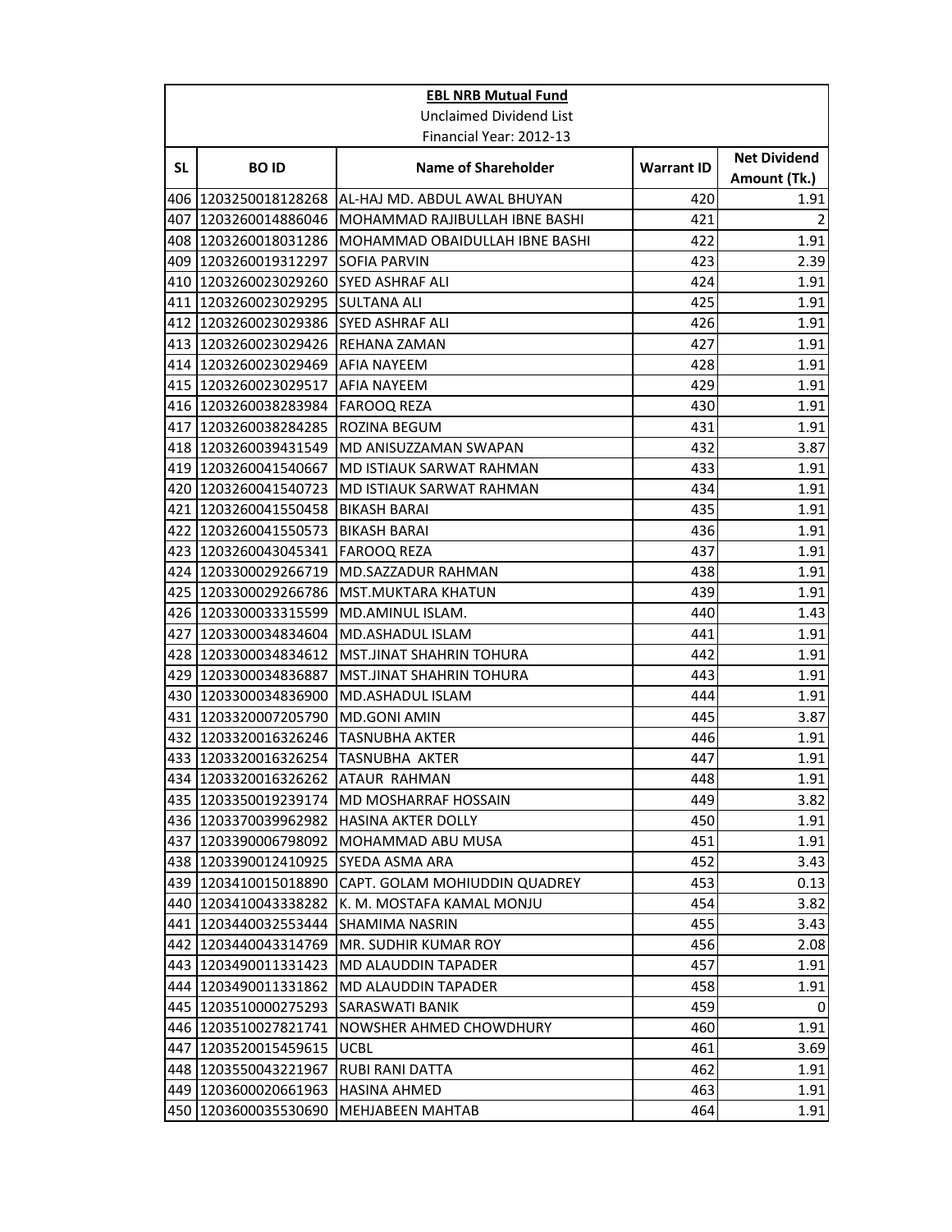**EBL NRB Mutual Fund**

Unclaimed Dividend List

Financial Year: 2012-13

| SL | BO ID | Name of Shareholder | Warrant ID | Net Dividend Amount (Tk.) |
|---|---|---|---|---|
| 406 | 1203250018128268 | AL-HAJ MD. ABDUL AWAL BHUYAN | 420 | 1.91 |
| 407 | 1203260014886046 | MOHAMMAD RAJIBULLAH IBNE BASHI | 421 | 2 |
| 408 | 1203260018031286 | MOHAMMAD OBAIDULLAH IBNE BASHI | 422 | 1.91 |
| 409 | 1203260019312297 | SOFIA PARVIN | 423 | 2.39 |
| 410 | 1203260023029260 | SYED ASHRAF ALI | 424 | 1.91 |
| 411 | 1203260023029295 | SULTANA ALI | 425 | 1.91 |
| 412 | 1203260023029386 | SYED ASHRAF ALI | 426 | 1.91 |
| 413 | 1203260023029426 | REHANA ZAMAN | 427 | 1.91 |
| 414 | 1203260023029469 | AFIA NAYEEM | 428 | 1.91 |
| 415 | 1203260023029517 | AFIA NAYEEM | 429 | 1.91 |
| 416 | 1203260038283984 | FAROOQ REZA | 430 | 1.91 |
| 417 | 1203260038284285 | ROZINA BEGUM | 431 | 1.91 |
| 418 | 1203260039431549 | MD ANISUZZAMAN SWAPAN | 432 | 3.87 |
| 419 | 1203260041540667 | MD ISTIAUK SARWAT RAHMAN | 433 | 1.91 |
| 420 | 1203260041540723 | MD ISTIAUK SARWAT RAHMAN | 434 | 1.91 |
| 421 | 1203260041550458 | BIKASH BARAI | 435 | 1.91 |
| 422 | 1203260041550573 | BIKASH BARAI | 436 | 1.91 |
| 423 | 1203260043045341 | FAROOQ REZA | 437 | 1.91 |
| 424 | 1203300029266719 | MD.SAZZADUR RAHMAN | 438 | 1.91 |
| 425 | 1203300029266786 | MST.MUKTARA KHATUN | 439 | 1.91 |
| 426 | 1203300033315599 | MD.AMINUL ISLAM. | 440 | 1.43 |
| 427 | 1203300034834604 | MD.ASHADUL ISLAM | 441 | 1.91 |
| 428 | 1203300034834612 | MST.JINAT SHAHRIN TOHURA | 442 | 1.91 |
| 429 | 1203300034836887 | MST.JINAT SHAHRIN TOHURA | 443 | 1.91 |
| 430 | 1203300034836900 | MD.ASHADUL ISLAM | 444 | 1.91 |
| 431 | 1203320007205790 | MD.GONI AMIN | 445 | 3.87 |
| 432 | 1203320016326246 | TASNUBHA AKTER | 446 | 1.91 |
| 433 | 1203320016326254 | TASNUBHA AKTER | 447 | 1.91 |
| 434 | 1203320016326262 | ATAUR RAHMAN | 448 | 1.91 |
| 435 | 1203350019239174 | MD MOSHARRAF HOSSAIN | 449 | 3.82 |
| 436 | 1203370039962982 | HASINA AKTER DOLLY | 450 | 1.91 |
| 437 | 1203390006798092 | MOHAMMAD ABU MUSA | 451 | 1.91 |
| 438 | 1203390012410925 | SYEDA ASMA ARA | 452 | 3.43 |
| 439 | 1203410015018890 | CAPT. GOLAM MOHIUDDIN QUADREY | 453 | 0.13 |
| 440 | 1203410043338282 | K. M. MOSTAFA KAMAL MONJU | 454 | 3.82 |
| 441 | 1203440032553444 | SHAMIMA NASRIN | 455 | 3.43 |
| 442 | 1203440043314769 | MR. SUDHIR KUMAR ROY | 456 | 2.08 |
| 443 | 1203490011331423 | MD ALAUDDIN TAPADER | 457 | 1.91 |
| 444 | 1203490011331862 | MD ALAUDDIN TAPADER | 458 | 1.91 |
| 445 | 1203510000275293 | SARASWATI BANIK | 459 | 0 |
| 446 | 1203510027821741 | NOWSHER AHMED CHOWDHURY | 460 | 1.91 |
| 447 | 1203520015459615 | UCBL | 461 | 3.69 |
| 448 | 1203550043221967 | RUBI RANI DATTA | 462 | 1.91 |
| 449 | 1203600020661963 | HASINA AHMED | 463 | 1.91 |
| 450 | 1203600035530690 | MEHJABEEN MAHTAB | 464 | 1.91 |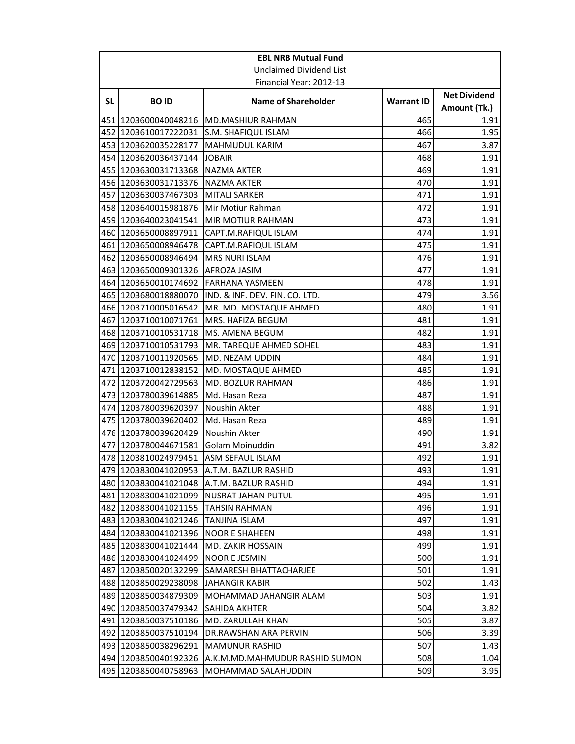**EBL NRB Mutual Fund**

Unclaimed Dividend List

Financial Year: 2012-13

| SL | BO ID | Name of Shareholder | Warrant ID | Net Dividend Amount (Tk.) |
|---|---|---|---|---|
| 451 | 1203600040048216 | MD.MASHIUR RAHMAN | 465 | 1.91 |
| 452 | 1203610017222031 | S.M. SHAFIQUL ISLAM | 466 | 1.95 |
| 453 | 1203620035228177 | MAHMUDUL KARIM | 467 | 3.87 |
| 454 | 1203620036437144 | JOBAIR | 468 | 1.91 |
| 455 | 1203630031713368 | NAZMA AKTER | 469 | 1.91 |
| 456 | 1203630031713376 | NAZMA AKTER | 470 | 1.91 |
| 457 | 1203630037467303 | MITALI SARKER | 471 | 1.91 |
| 458 | 1203640015981876 | Mir Motiur Rahman | 472 | 1.91 |
| 459 | 1203640023041541 | MIR MOTIUR RAHMAN | 473 | 1.91 |
| 460 | 1203650008897911 | CAPT.M.RAFIQUL ISLAM | 474 | 1.91 |
| 461 | 1203650008946478 | CAPT.M.RAFIQUL ISLAM | 475 | 1.91 |
| 462 | 1203650008946494 | MRS NURI ISLAM | 476 | 1.91 |
| 463 | 1203650009301326 | AFROZA JASIM | 477 | 1.91 |
| 464 | 1203650010174692 | FARHANA YASMEEN | 478 | 1.91 |
| 465 | 1203680018880070 | IND. & INF. DEV. FIN. CO. LTD. | 479 | 3.56 |
| 466 | 1203710005016542 | MR. MD. MOSTAQUE AHMED | 480 | 1.91 |
| 467 | 1203710010071761 | MRS. HAFIZA BEGUM | 481 | 1.91 |
| 468 | 1203710010531718 | MS. AMENA BEGUM | 482 | 1.91 |
| 469 | 1203710010531793 | MR. TAREQUE AHMED SOHEL | 483 | 1.91 |
| 470 | 1203710011920565 | MD. NEZAM UDDIN | 484 | 1.91 |
| 471 | 1203710012838152 | MD. MOSTAQUE AHMED | 485 | 1.91 |
| 472 | 1203720042729563 | MD. BOZLUR RAHMAN | 486 | 1.91 |
| 473 | 1203780039614885 | Md. Hasan Reza | 487 | 1.91 |
| 474 | 1203780039620397 | Noushin Akter | 488 | 1.91 |
| 475 | 1203780039620402 | Md. Hasan Reza | 489 | 1.91 |
| 476 | 1203780039620429 | Noushin Akter | 490 | 1.91 |
| 477 | 1203780044671581 | Golam Moinuddin | 491 | 3.82 |
| 478 | 1203810024979451 | ASM SEFAUL ISLAM | 492 | 1.91 |
| 479 | 1203830041020953 | A.T.M. BAZLUR RASHID | 493 | 1.91 |
| 480 | 1203830041021048 | A.T.M. BAZLUR RASHID | 494 | 1.91 |
| 481 | 1203830041021099 | NUSRAT JAHAN PUTUL | 495 | 1.91 |
| 482 | 1203830041021155 | TAHSIN RAHMAN | 496 | 1.91 |
| 483 | 1203830041021246 | TANJINA ISLAM | 497 | 1.91 |
| 484 | 1203830041021396 | NOOR E SHAHEEN | 498 | 1.91 |
| 485 | 1203830041021444 | MD. ZAKIR HOSSAIN | 499 | 1.91 |
| 486 | 1203830041024499 | NOOR E JESMIN | 500 | 1.91 |
| 487 | 1203850020132299 | SAMARESH BHATTACHARJEE | 501 | 1.91 |
| 488 | 1203850029238098 | JAHANGIR KABIR | 502 | 1.43 |
| 489 | 1203850034879309 | MOHAMMAD JAHANGIR ALAM | 503 | 1.91 |
| 490 | 1203850037479342 | SAHIDA AKHTER | 504 | 3.82 |
| 491 | 1203850037510186 | MD. ZARULLAH KHAN | 505 | 3.87 |
| 492 | 1203850037510194 | DR.RAWSHAN ARA PERVIN | 506 | 3.39 |
| 493 | 1203850038296291 | MAMUNUR RASHID | 507 | 1.43 |
| 494 | 1203850040192326 | A.K.M.MD.MAHMUDUR RASHID SUMON | 508 | 1.04 |
| 495 | 1203850040758963 | MOHAMMAD SALAHUDDIN | 509 | 3.95 |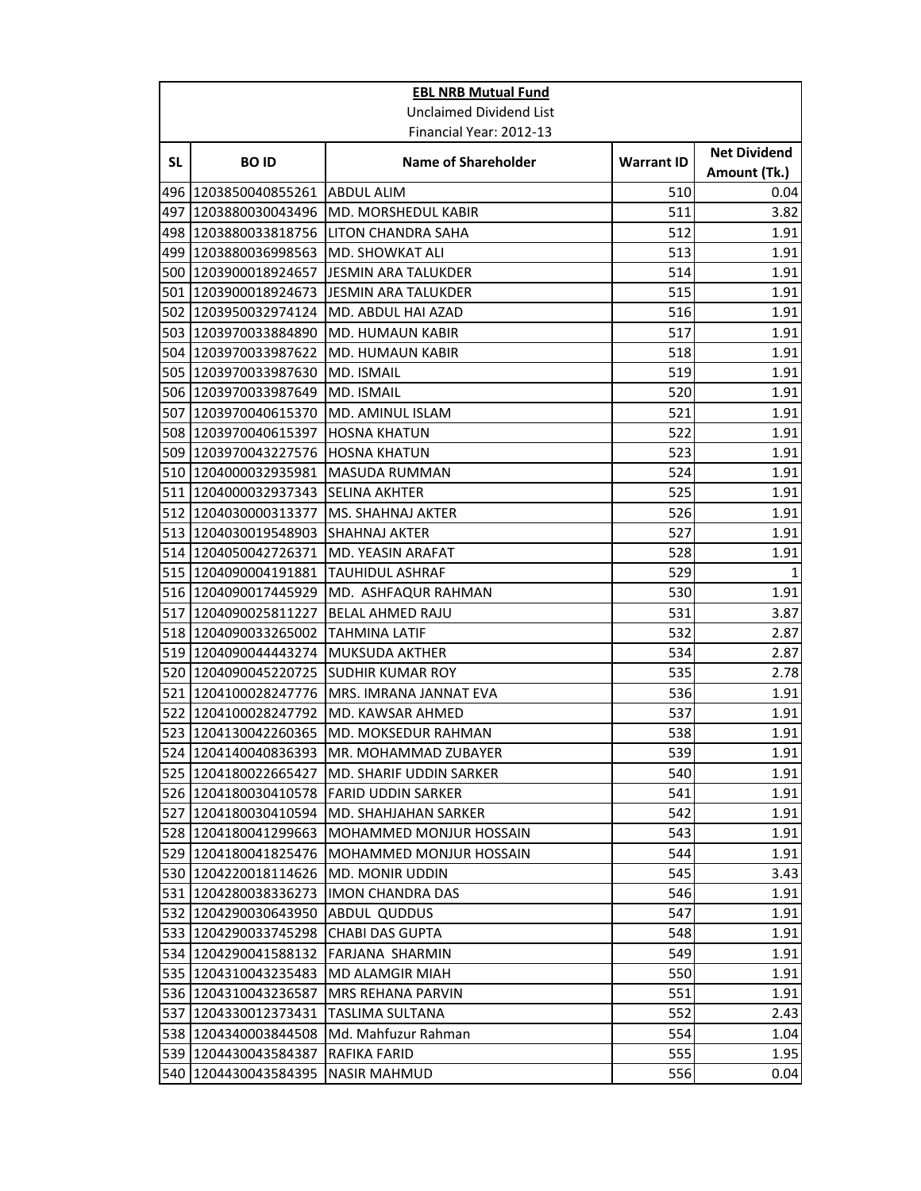**EBL NRB Mutual Fund**

Unclaimed Dividend List

Financial Year: 2012-13

| SL | BO ID | Name of Shareholder | Warrant ID | Net Dividend Amount (Tk.) |
|---|---|---|---|---|
| 496 | 1203850040855261 | ABDUL ALIM | 510 | 0.04 |
| 497 | 1203880030043496 | MD. MORSHEDUL KABIR | 511 | 3.82 |
| 498 | 1203880033818756 | LITON CHANDRA SAHA | 512 | 1.91 |
| 499 | 1203880036998563 | MD. SHOWKAT ALI | 513 | 1.91 |
| 500 | 1203900018924657 | JESMIN ARA TALUKDER | 514 | 1.91 |
| 501 | 1203900018924673 | JESMIN ARA TALUKDER | 515 | 1.91 |
| 502 | 1203950032974124 | MD. ABDUL HAI AZAD | 516 | 1.91 |
| 503 | 1203970033884890 | MD. HUMAUN KABIR | 517 | 1.91 |
| 504 | 1203970033987622 | MD. HUMAUN KABIR | 518 | 1.91 |
| 505 | 1203970033987630 | MD. ISMAIL | 519 | 1.91 |
| 506 | 1203970033987649 | MD. ISMAIL | 520 | 1.91 |
| 507 | 1203970040615370 | MD. AMINUL ISLAM | 521 | 1.91 |
| 508 | 1203970040615397 | HOSNA KHATUN | 522 | 1.91 |
| 509 | 1203970043227576 | HOSNA KHATUN | 523 | 1.91 |
| 510 | 1204000032935981 | MASUDA RUMMAN | 524 | 1.91 |
| 511 | 1204000032937343 | SELINA AKHTER | 525 | 1.91 |
| 512 | 1204030000313377 | MS. SHAHNAJ AKTER | 526 | 1.91 |
| 513 | 1204030019548903 | SHAHNAJ AKTER | 527 | 1.91 |
| 514 | 1204050042726371 | MD. YEASIN ARAFAT | 528 | 1.91 |
| 515 | 1204090004191881 | TAUHIDUL ASHRAF | 529 | 1 |
| 516 | 1204090017445929 | MD. ASHFAQUR RAHMAN | 530 | 1.91 |
| 517 | 1204090025811227 | BELAL AHMED RAJU | 531 | 3.87 |
| 518 | 1204090033265002 | TAHMINA LATIF | 532 | 2.87 |
| 519 | 1204090044443274 | MUKSUDA AKTHER | 534 | 2.87 |
| 520 | 1204090045220725 | SUDHIR KUMAR ROY | 535 | 2.78 |
| 521 | 1204100028247776 | MRS. IMRANA JANNAT EVA | 536 | 1.91 |
| 522 | 1204100028247792 | MD. KAWSAR AHMED | 537 | 1.91 |
| 523 | 1204130042260365 | MD. MOKSEDUR RAHMAN | 538 | 1.91 |
| 524 | 1204140040836393 | MR. MOHAMMAD ZUBAYER | 539 | 1.91 |
| 525 | 1204180022665427 | MD. SHARIF UDDIN SARKER | 540 | 1.91 |
| 526 | 1204180030410578 | FARID UDDIN SARKER | 541 | 1.91 |
| 527 | 1204180030410594 | MD. SHAHJAHAN SARKER | 542 | 1.91 |
| 528 | 1204180041299663 | MOHAMMED MONJUR HOSSAIN | 543 | 1.91 |
| 529 | 1204180041825476 | MOHAMMED MONJUR HOSSAIN | 544 | 1.91 |
| 530 | 1204220018114626 | MD. MONIR UDDIN | 545 | 3.43 |
| 531 | 1204280038336273 | IMON CHANDRA DAS | 546 | 1.91 |
| 532 | 1204290030643950 | ABDUL QUDDUS | 547 | 1.91 |
| 533 | 1204290033745298 | CHABI DAS GUPTA | 548 | 1.91 |
| 534 | 1204290041588132 | FARJANA SHARMIN | 549 | 1.91 |
| 535 | 1204310043235483 | MD ALAMGIR MIAH | 550 | 1.91 |
| 536 | 1204310043236587 | MRS REHANA PARVIN | 551 | 1.91 |
| 537 | 1204330012373431 | TASLIMA SULTANA | 552 | 2.43 |
| 538 | 1204340003844508 | Md. Mahfuzur Rahman | 554 | 1.04 |
| 539 | 1204430043584387 | RAFIKA FARID | 555 | 1.95 |
| 540 | 1204430043584395 | NASIR MAHMUD | 556 | 0.04 |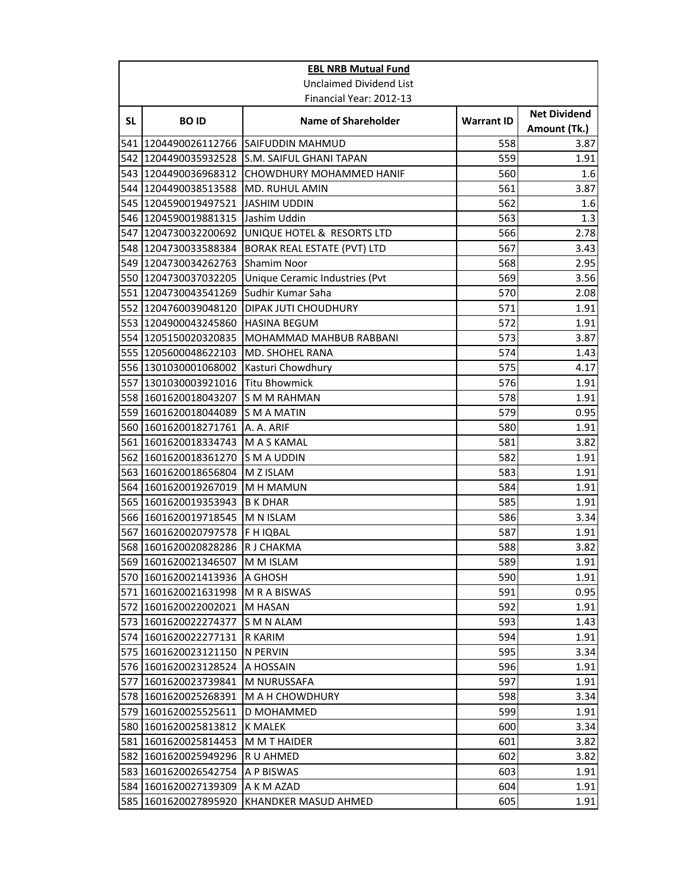**EBL NRB Mutual Fund**

Unclaimed Dividend List

Financial Year: 2012-13

| SL | BO ID | Name of Shareholder | Warrant ID | Net Dividend Amount (Tk.) |
|---|---|---|---|---|
| 541 | 1204490026112766 | SAIFUDDIN MAHMUD | 558 | 3.87 |
| 542 | 1204490035932528 | S.M. SAIFUL GHANI TAPAN | 559 | 1.91 |
| 543 | 1204490036968312 | CHOWDHURY MOHAMMED HANIF | 560 | 1.6 |
| 544 | 1204490038513588 | MD. RUHUL AMIN | 561 | 3.87 |
| 545 | 1204590019497521 | JASHIM UDDIN | 562 | 1.6 |
| 546 | 1204590019881315 | Jashim Uddin | 563 | 1.3 |
| 547 | 1204730032200692 | UNIQUE HOTEL & RESORTS LTD | 566 | 2.78 |
| 548 | 1204730033588384 | BORAK REAL ESTATE (PVT) LTD | 567 | 3.43 |
| 549 | 1204730034262763 | Shamim Noor | 568 | 2.95 |
| 550 | 1204730037032205 | Unique Ceramic Industries (Pvt | 569 | 3.56 |
| 551 | 1204730043541269 | Sudhir Kumar Saha | 570 | 2.08 |
| 552 | 1204760039048120 | DIPAK JUTI CHOUDHURY | 571 | 1.91 |
| 553 | 1204900043245860 | HASINA BEGUM | 572 | 1.91 |
| 554 | 1205150020320835 | MOHAMMAD MAHBUB RABBANI | 573 | 3.87 |
| 555 | 1205600048622103 | MD. SHOHEL RANA | 574 | 1.43 |
| 556 | 1301030001068002 | Kasturi Chowdhury | 575 | 4.17 |
| 557 | 1301030003921016 | Titu Bhowmick | 576 | 1.91 |
| 558 | 1601620018043207 | S M M RAHMAN | 578 | 1.91 |
| 559 | 1601620018044089 | S M A MATIN | 579 | 0.95 |
| 560 | 1601620018271761 | A. A. ARIF | 580 | 1.91 |
| 561 | 1601620018334743 | M A S KAMAL | 581 | 3.82 |
| 562 | 1601620018361270 | S M A UDDIN | 582 | 1.91 |
| 563 | 1601620018656804 | M Z ISLAM | 583 | 1.91 |
| 564 | 1601620019267019 | M H MAMUN | 584 | 1.91 |
| 565 | 1601620019353943 | B K DHAR | 585 | 1.91 |
| 566 | 1601620019718545 | M N ISLAM | 586 | 3.34 |
| 567 | 1601620020797578 | F H IQBAL | 587 | 1.91 |
| 568 | 1601620020828286 | R J CHAKMA | 588 | 3.82 |
| 569 | 1601620021346507 | M M ISLAM | 589 | 1.91 |
| 570 | 1601620021413936 | A GHOSH | 590 | 1.91 |
| 571 | 1601620021631998 | M R A BISWAS | 591 | 0.95 |
| 572 | 1601620022002021 | M HASAN | 592 | 1.91 |
| 573 | 1601620022274377 | S M N ALAM | 593 | 1.43 |
| 574 | 1601620022277131 | R KARIM | 594 | 1.91 |
| 575 | 1601620023121150 | N PERVIN | 595 | 3.34 |
| 576 | 1601620023128524 | A HOSSAIN | 596 | 1.91 |
| 577 | 1601620023739841 | M NURUSSAFA | 597 | 1.91 |
| 578 | 1601620025268391 | M A H CHOWDHURY | 598 | 3.34 |
| 579 | 1601620025525611 | D MOHAMMED | 599 | 1.91 |
| 580 | 1601620025813812 | K MALEK | 600 | 3.34 |
| 581 | 1601620025814453 | M M T HAIDER | 601 | 3.82 |
| 582 | 1601620025949296 | R U AHMED | 602 | 3.82 |
| 583 | 1601620026542754 | A P BISWAS | 603 | 1.91 |
| 584 | 1601620027139309 | A K M AZAD | 604 | 1.91 |
| 585 | 1601620027895920 | KHANDKER MASUD AHMED | 605 | 1.91 |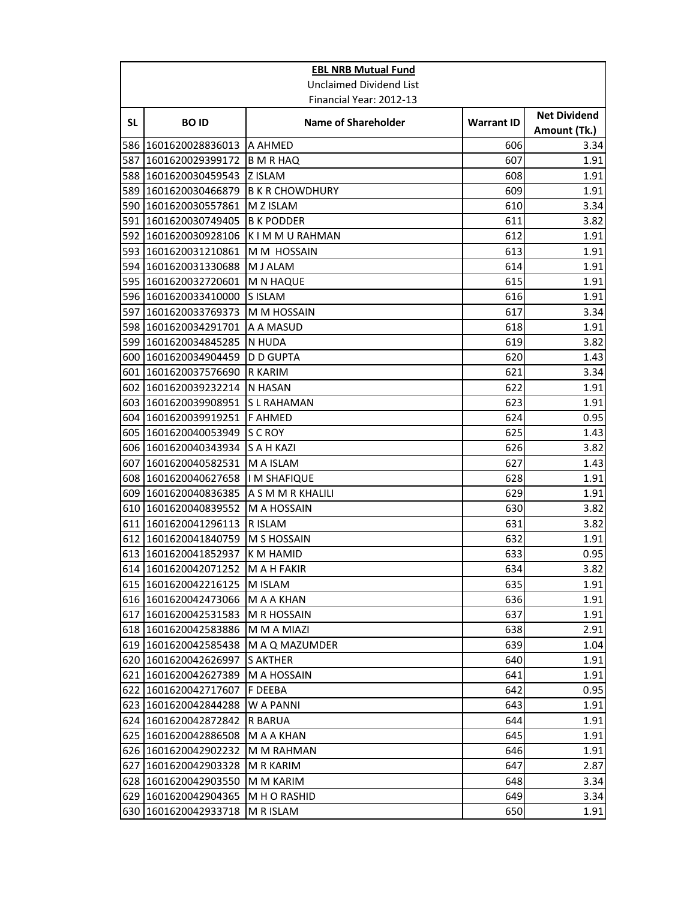| **EBL NRB Mutual Fund** | | | | |
|---|---|---|---|---|
| Unclaimed Dividend List | | | | |
| Financial Year: 2012-13 | | | | |
| **SL** | **BO ID** | **Name of Shareholder** | **Warrant ID** | **Net Dividend Amount (Tk.)** |
| 586 | 1601620028836013 | A AHMED | 606 | 3.34 |
| 587 | 1601620029399172 | B M R HAQ | 607 | 1.91 |
| 588 | 1601620030459543 | Z ISLAM | 608 | 1.91 |
| 589 | 1601620030466879 | B K R CHOWDHURY | 609 | 1.91 |
| 590 | 1601620030557861 | M Z ISLAM | 610 | 3.34 |
| 591 | 1601620030749405 | B K PODDER | 611 | 3.82 |
| 592 | 1601620030928106 | K I M M U RAHMAN | 612 | 1.91 |
| 593 | 1601620031210861 | M M HOSSAIN | 613 | 1.91 |
| 594 | 1601620031330688 | M J ALAM | 614 | 1.91 |
| 595 | 1601620032720601 | M N HAQUE | 615 | 1.91 |
| 596 | 1601620033410000 | S ISLAM | 616 | 1.91 |
| 597 | 1601620033769373 | M M HOSSAIN | 617 | 3.34 |
| 598 | 1601620034291701 | A A MASUD | 618 | 1.91 |
| 599 | 1601620034845285 | N HUDA | 619 | 3.82 |
| 600 | 1601620034904459 | D D GUPTA | 620 | 1.43 |
| 601 | 1601620037576690 | R KARIM | 621 | 3.34 |
| 602 | 1601620039232214 | N HASAN | 622 | 1.91 |
| 603 | 1601620039908951 | S L RAHAMAN | 623 | 1.91 |
| 604 | 1601620039919251 | F AHMED | 624 | 0.95 |
| 605 | 1601620040053949 | S C ROY | 625 | 1.43 |
| 606 | 1601620040343934 | S A H KAZI | 626 | 3.82 |
| 607 | 1601620040582531 | M A ISLAM | 627 | 1.43 |
| 608 | 1601620040627658 | I M SHAFIQUE | 628 | 1.91 |
| 609 | 1601620040836385 | A S M M R KHALILI | 629 | 1.91 |
| 610 | 1601620040839552 | M A HOSSAIN | 630 | 3.82 |
| 611 | 1601620041296113 | R ISLAM | 631 | 3.82 |
| 612 | 1601620041840759 | M S HOSSAIN | 632 | 1.91 |
| 613 | 1601620041852937 | K M HAMID | 633 | 0.95 |
| 614 | 1601620042071252 | M A H FAKIR | 634 | 3.82 |
| 615 | 1601620042216125 | M ISLAM | 635 | 1.91 |
| 616 | 1601620042473066 | M A A KHAN | 636 | 1.91 |
| 617 | 1601620042531583 | M R HOSSAIN | 637 | 1.91 |
| 618 | 1601620042583886 | M M A MIAZI | 638 | 2.91 |
| 619 | 1601620042585438 | M A Q MAZUMDER | 639 | 1.04 |
| 620 | 1601620042626997 | S AKTHER | 640 | 1.91 |
| 621 | 1601620042627389 | M A HOSSAIN | 641 | 1.91 |
| 622 | 1601620042717607 | F DEEBA | 642 | 0.95 |
| 623 | 1601620042844288 | W A PANNI | 643 | 1.91 |
| 624 | 1601620042872842 | R BARUA | 644 | 1.91 |
| 625 | 1601620042886508 | M A A KHAN | 645 | 1.91 |
| 626 | 1601620042902232 | M M RAHMAN | 646 | 1.91 |
| 627 | 1601620042903328 | M R KARIM | 647 | 2.87 |
| 628 | 1601620042903550 | M M KARIM | 648 | 3.34 |
| 629 | 1601620042904365 | M H O RASHID | 649 | 3.34 |
| 630 | 1601620042933718 | M R ISLAM | 650 | 1.91 |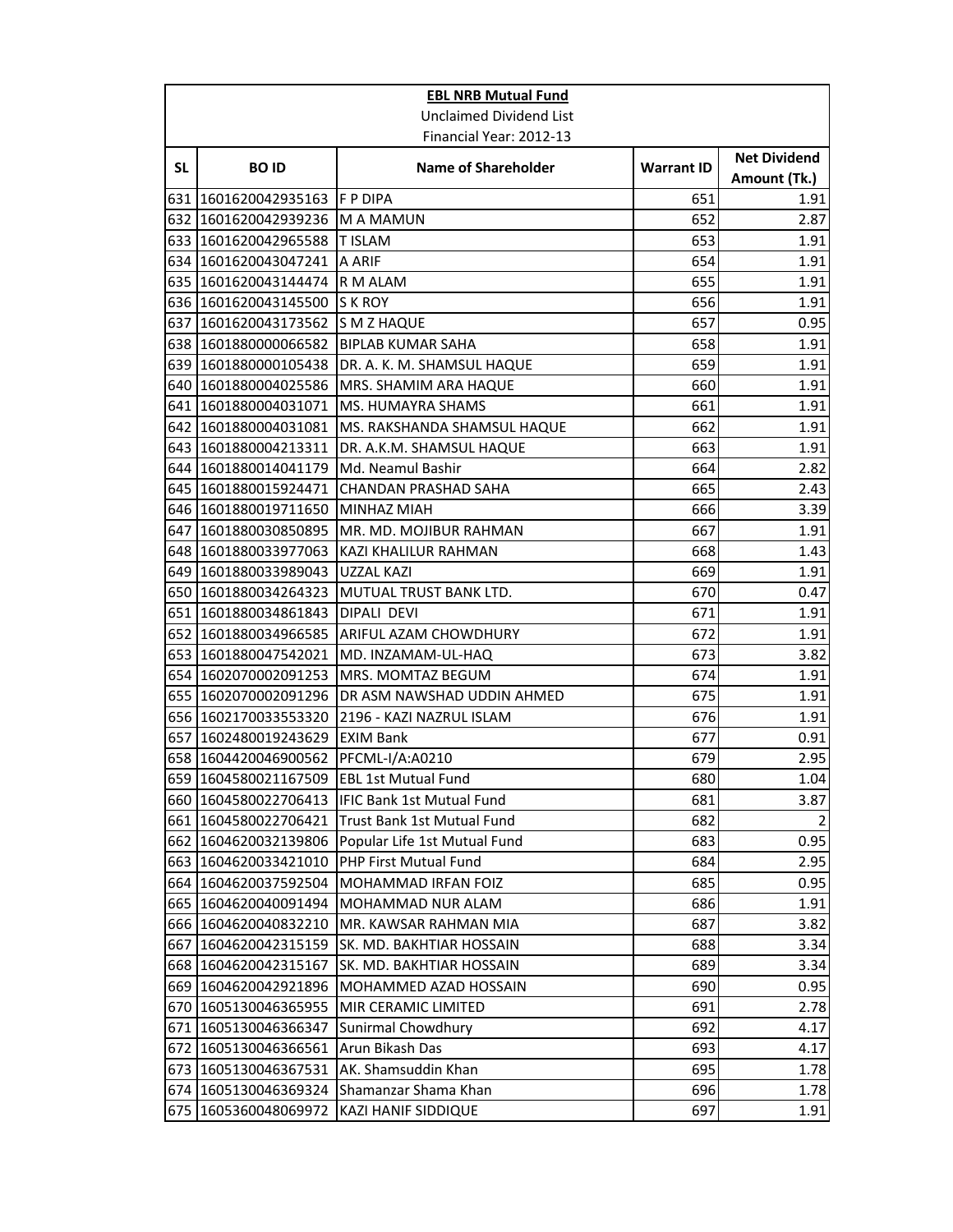| EBL NRB Mutual Fund | | | | |
|---|---|---|---|---|
| Unclaimed Dividend List | | | | |
| Financial Year: 2012-13 | | | | |
| SL | BO ID | Name of Shareholder | Warrant ID | Net Dividend Amount (Tk.) |
| 631 | 1601620042935163 | F P DIPA | 651 | 1.91 |
| 632 | 1601620042939236 | M A MAMUN | 652 | 2.87 |
| 633 | 1601620042965588 | T ISLAM | 653 | 1.91 |
| 634 | 1601620043047241 | A ARIF | 654 | 1.91 |
| 635 | 1601620043144474 | R M ALAM | 655 | 1.91 |
| 636 | 1601620043145500 | S K ROY | 656 | 1.91 |
| 637 | 1601620043173562 | S M Z HAQUE | 657 | 0.95 |
| 638 | 1601880000066582 | BIPLAB KUMAR SAHA | 658 | 1.91 |
| 639 | 1601880000105438 | DR. A. K. M. SHAMSUL HAQUE | 659 | 1.91 |
| 640 | 1601880004025586 | MRS. SHAMIM ARA HAQUE | 660 | 1.91 |
| 641 | 1601880004031071 | MS. HUMAYRA SHAMS | 661 | 1.91 |
| 642 | 1601880004031081 | MS. RAKSHANDA SHAMSUL HAQUE | 662 | 1.91 |
| 643 | 1601880004213311 | DR. A.K.M. SHAMSUL HAQUE | 663 | 1.91 |
| 644 | 1601880014041179 | Md. Neamul Bashir | 664 | 2.82 |
| 645 | 1601880015924471 | CHANDAN PRASHAD SAHA | 665 | 2.43 |
| 646 | 1601880019711650 | MINHAZ MIAH | 666 | 3.39 |
| 647 | 1601880030850895 | MR. MD. MOJIBUR RAHMAN | 667 | 1.91 |
| 648 | 1601880033977063 | KAZI KHALILUR RAHMAN | 668 | 1.43 |
| 649 | 1601880033989043 | UZZAL KAZI | 669 | 1.91 |
| 650 | 1601880034264323 | MUTUAL TRUST BANK LTD. | 670 | 0.47 |
| 651 | 1601880034861843 | DIPALI DEVI | 671 | 1.91 |
| 652 | 1601880034966585 | ARIFUL AZAM CHOWDHURY | 672 | 1.91 |
| 653 | 1601880047542021 | MD. INZAMAM-UL-HAQ | 673 | 3.82 |
| 654 | 1602070002091253 | MRS. MOMTAZ BEGUM | 674 | 1.91 |
| 655 | 1602070002091296 | DR ASM NAWSHAD UDDIN AHMED | 675 | 1.91 |
| 656 | 1602170033553320 | 2196 - KAZI NAZRUL ISLAM | 676 | 1.91 |
| 657 | 1602480019243629 | EXIM Bank | 677 | 0.91 |
| 658 | 1604420046900562 | PFCML-I/A:A0210 | 679 | 2.95 |
| 659 | 1604580021167509 | EBL 1st Mutual Fund | 680 | 1.04 |
| 660 | 1604580022706413 | IFIC Bank 1st Mutual Fund | 681 | 3.87 |
| 661 | 1604580022706421 | Trust Bank 1st Mutual Fund | 682 | 2 |
| 662 | 1604620032139806 | Popular Life 1st Mutual Fund | 683 | 0.95 |
| 663 | 1604620033421010 | PHP First Mutual Fund | 684 | 2.95 |
| 664 | 1604620037592504 | MOHAMMAD IRFAN FOIZ | 685 | 0.95 |
| 665 | 1604620040091494 | MOHAMMAD NUR ALAM | 686 | 1.91 |
| 666 | 1604620040832210 | MR. KAWSAR RAHMAN MIA | 687 | 3.82 |
| 667 | 1604620042315159 | SK. MD. BAKHTIAR HOSSAIN | 688 | 3.34 |
| 668 | 1604620042315167 | SK. MD. BAKHTIAR HOSSAIN | 689 | 3.34 |
| 669 | 1604620042921896 | MOHAMMED AZAD HOSSAIN | 690 | 0.95 |
| 670 | 1605130046365955 | MIR CERAMIC LIMITED | 691 | 2.78 |
| 671 | 1605130046366347 | Sunirmal Chowdhury | 692 | 4.17 |
| 672 | 1605130046366561 | Arun Bikash Das | 693 | 4.17 |
| 673 | 1605130046367531 | AK. Shamsuddin Khan | 695 | 1.78 |
| 674 | 1605130046369324 | Shamanzar Shama Khan | 696 | 1.78 |
| 675 | 1605360048069972 | KAZI HANIF SIDDIQUE | 697 | 1.91 |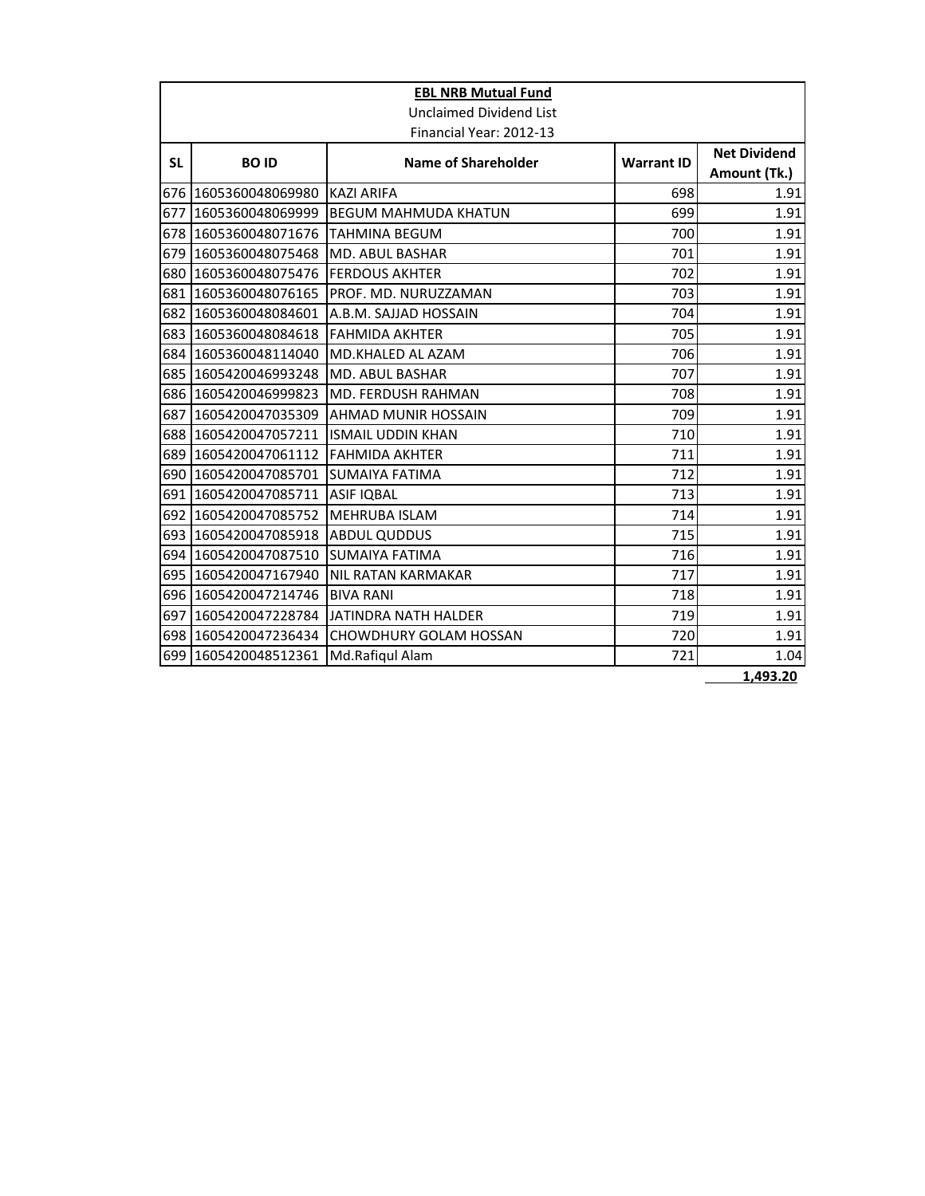**EBL NRB Mutual Fund**

Unclaimed Dividend List

Financial Year: 2012-13

| SL | BO ID | Name of Shareholder | Warrant ID | Net Dividend Amount (Tk.) |
|---|---|---|---|---|
| 676 | 1605360048069980 | KAZI ARIFA | 698 | 1.91 |
| 677 | 1605360048069999 | BEGUM MAHMUDA KHATUN | 699 | 1.91 |
| 678 | 1605360048071676 | TAHMINA BEGUM | 700 | 1.91 |
| 679 | 1605360048075468 | MD. ABUL BASHAR | 701 | 1.91 |
| 680 | 1605360048075476 | FERDOUS AKHTER | 702 | 1.91 |
| 681 | 1605360048076165 | PROF. MD. NURUZZAMAN | 703 | 1.91 |
| 682 | 1605360048084601 | A.B.M. SAJJAD HOSSAIN | 704 | 1.91 |
| 683 | 1605360048084618 | FAHMIDA AKHTER | 705 | 1.91 |
| 684 | 1605360048114040 | MD.KHALED AL AZAM | 706 | 1.91 |
| 685 | 1605420046993248 | MD. ABUL BASHAR | 707 | 1.91 |
| 686 | 1605420046999823 | MD. FERDUSH RAHMAN | 708 | 1.91 |
| 687 | 1605420047035309 | AHMAD MUNIR HOSSAIN | 709 | 1.91 |
| 688 | 1605420047057211 | ISMAIL UDDIN KHAN | 710 | 1.91 |
| 689 | 1605420047061112 | FAHMIDA AKHTER | 711 | 1.91 |
| 690 | 1605420047085701 | SUMAIYA FATIMA | 712 | 1.91 |
| 691 | 1605420047085711 | ASIF IQBAL | 713 | 1.91 |
| 692 | 1605420047085752 | MEHRUBA ISLAM | 714 | 1.91 |
| 693 | 1605420047085918 | ABDUL QUDDUS | 715 | 1.91 |
| 694 | 1605420047087510 | SUMAIYA FATIMA | 716 | 1.91 |
| 695 | 1605420047167940 | NIL RATAN KARMAKAR | 717 | 1.91 |
| 696 | 1605420047214746 | BIVA RANI | 718 | 1.91 |
| 697 | 1605420047228784 | JATINDRA NATH HALDER | 719 | 1.91 |
| 698 | 1605420047236434 | CHOWDHURY GOLAM HOSSAN | 720 | 1.91 |
| 699 | 1605420048512361 | Md.Rafiqul Alam | 721 | 1.04 |
| | | | | **1,493.20** |